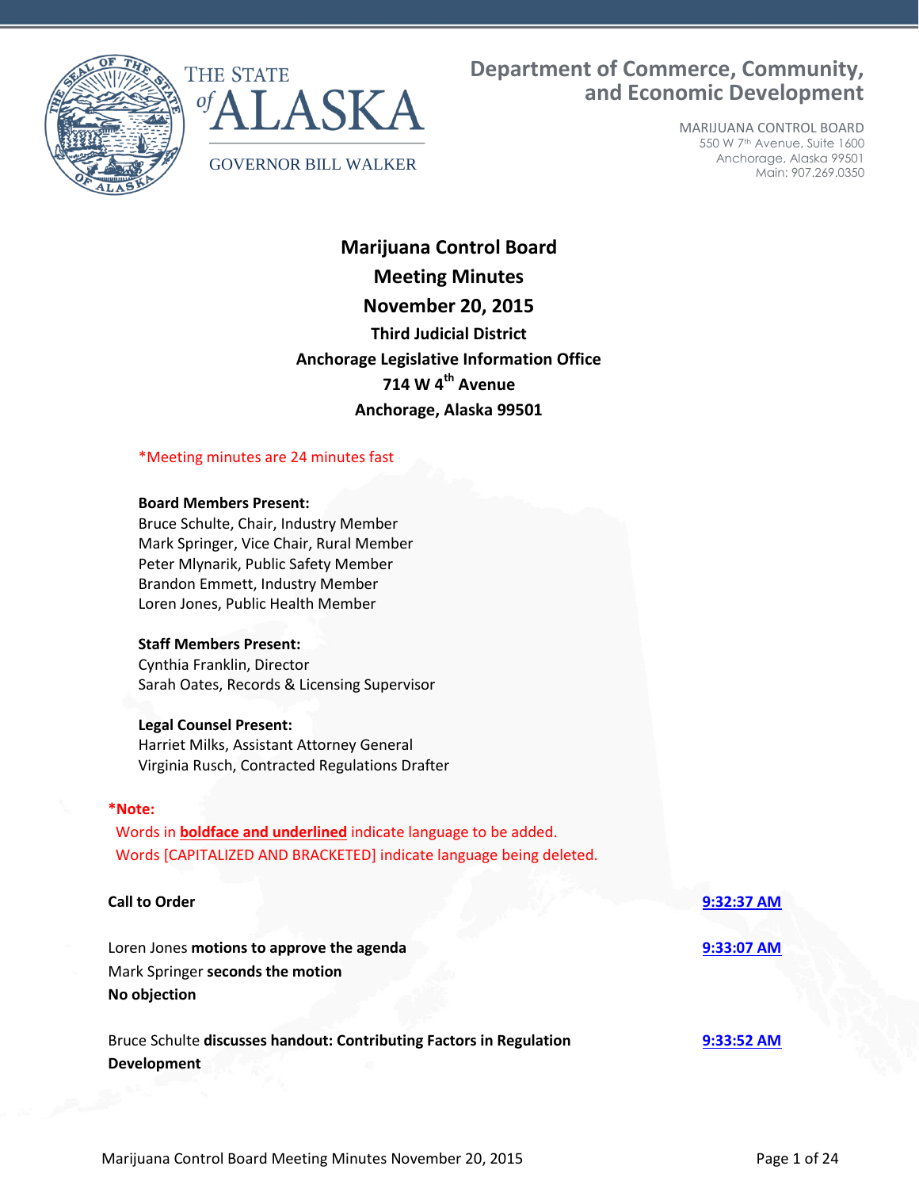THE STATE of ALASKA

GOVERNOR BILL WALKER

**Department of Commerce, Community, and Economic Development**

MARIJUANA CONTROL BOARD
550 W 7th Avenue, Suite 1600
Anchorage, Alaska 99501
Main: 907.269.0350

# Marijuana Control Board
## Meeting Minutes
## November 20, 2015
### Third Judicial District
### Anchorage Legislative Information Office
### 714 W 4th Avenue
### Anchorage, Alaska 99501

*Meeting minutes are 24 minutes fast

**Board Members Present:**
Bruce Schulte, Chair, Industry Member
Mark Springer, Vice Chair, Rural Member
Peter Mlynarik, Public Safety Member
Brandon Emmett, Industry Member
Loren Jones, Public Health Member

**Staff Members Present:**
Cynthia Franklin, Director
Sarah Oates, Records & Licensing Supervisor

**Legal Counsel Present:**
Harriet Milks, Assistant Attorney General
Virginia Rusch, Contracted Regulations Drafter

***Note:**
Words in **boldface and underlined** indicate language to be added.
Words [CAPITALIZED AND BRACKETED] indicate language being deleted.

**Call to Order** — 9:32:37 AM

Loren Jones **motions to approve the agenda** — 9:33:07 AM
Mark Springer **seconds the motion**
**No objection**

Bruce Schulte **discusses handout: Contributing Factors in Regulation Development** — 9:33:52 AM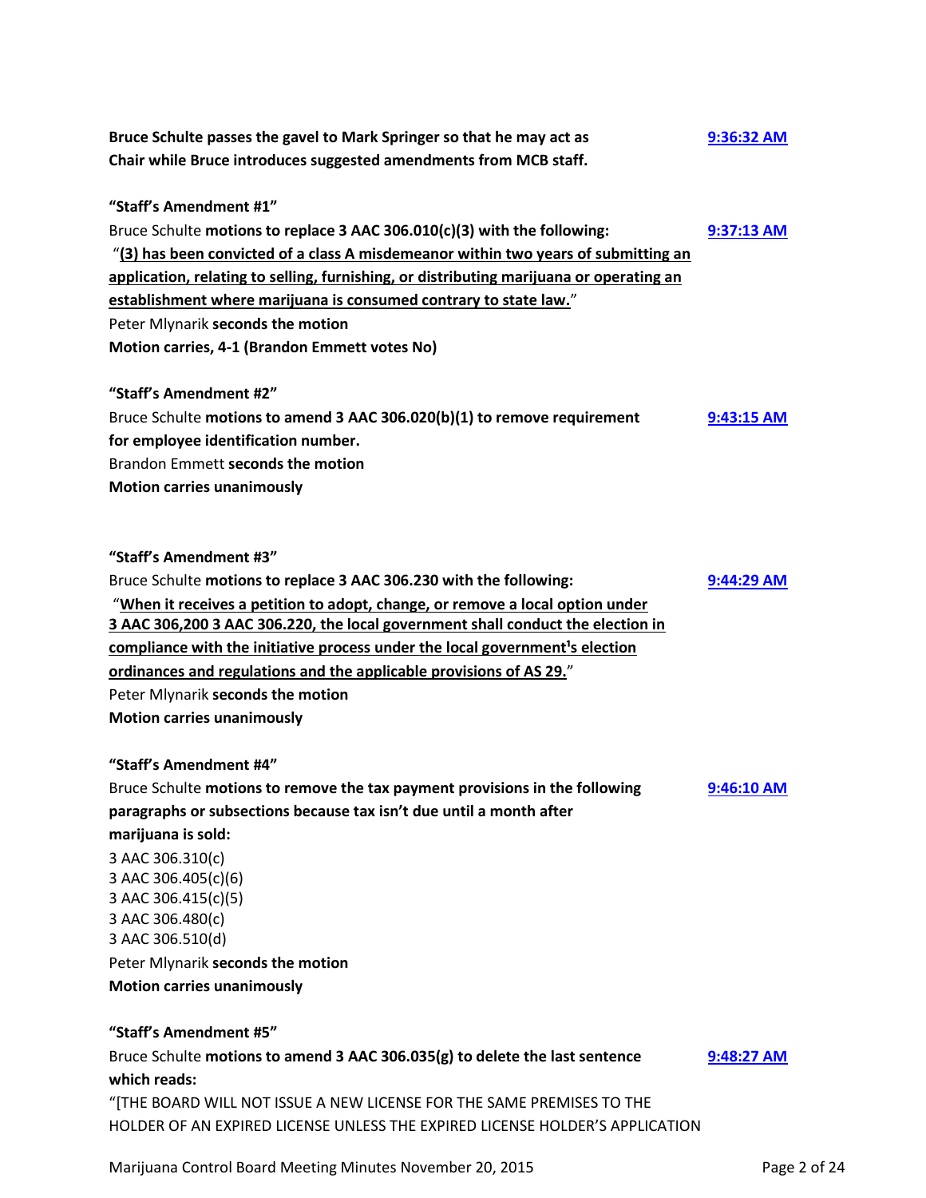**Bruce Schulte passes the gavel to Mark Springer so that he may act as Chair while Bruce introduces suggested amendments from MCB staff.** 9:36:32 AM

**"Staff's Amendment #1"**

Bruce Schulte **motions to replace 3 AAC 306.010(c)(3) with the following:** 9:37:13 AM

"**(3) has been convicted of a class A misdemeanor within two years of submitting an application, relating to selling, furnishing, or distributing marijuana or operating an establishment where marijuana is consumed contrary to state law.**"

Peter Mlynarik **seconds the motion**

**Motion carries, 4-1 (Brandon Emmett votes No)**

**"Staff's Amendment #2"**

Bruce Schulte **motions to amend 3 AAC 306.020(b)(1) to remove requirement for employee identification number.** 9:43:15 AM

Brandon Emmett **seconds the motion**

**Motion carries unanimously**

**"Staff's Amendment #3"**

Bruce Schulte **motions to replace 3 AAC 306.230 with the following:** 9:44:29 AM

"**When it receives a petition to adopt, change, or remove a local option under 3 AAC 306,200 3 AAC 306.220, the local government shall conduct the election in compliance with the initiative process under the local government's election ordinances and regulations and the applicable provisions of AS 29.**"

Peter Mlynarik **seconds the motion**

**Motion carries unanimously**

**"Staff's Amendment #4"**

Bruce Schulte **motions to remove the tax payment provisions in the following paragraphs or subsections because tax isn't due until a month after marijuana is sold:** 9:46:10 AM

3 AAC 306.310(c)
3 AAC 306.405(c)(6)
3 AAC 306.415(c)(5)
3 AAC 306.480(c)
3 AAC 306.510(d)

Peter Mlynarik **seconds the motion**

**Motion carries unanimously**

**"Staff's Amendment #5"**

Bruce Schulte **motions to amend 3 AAC 306.035(g) to delete the last sentence which reads:** 9:48:27 AM

"[THE BOARD WILL NOT ISSUE A NEW LICENSE FOR THE SAME PREMISES TO THE HOLDER OF AN EXPIRED LICENSE UNLESS THE EXPIRED LICENSE HOLDER'S APPLICATION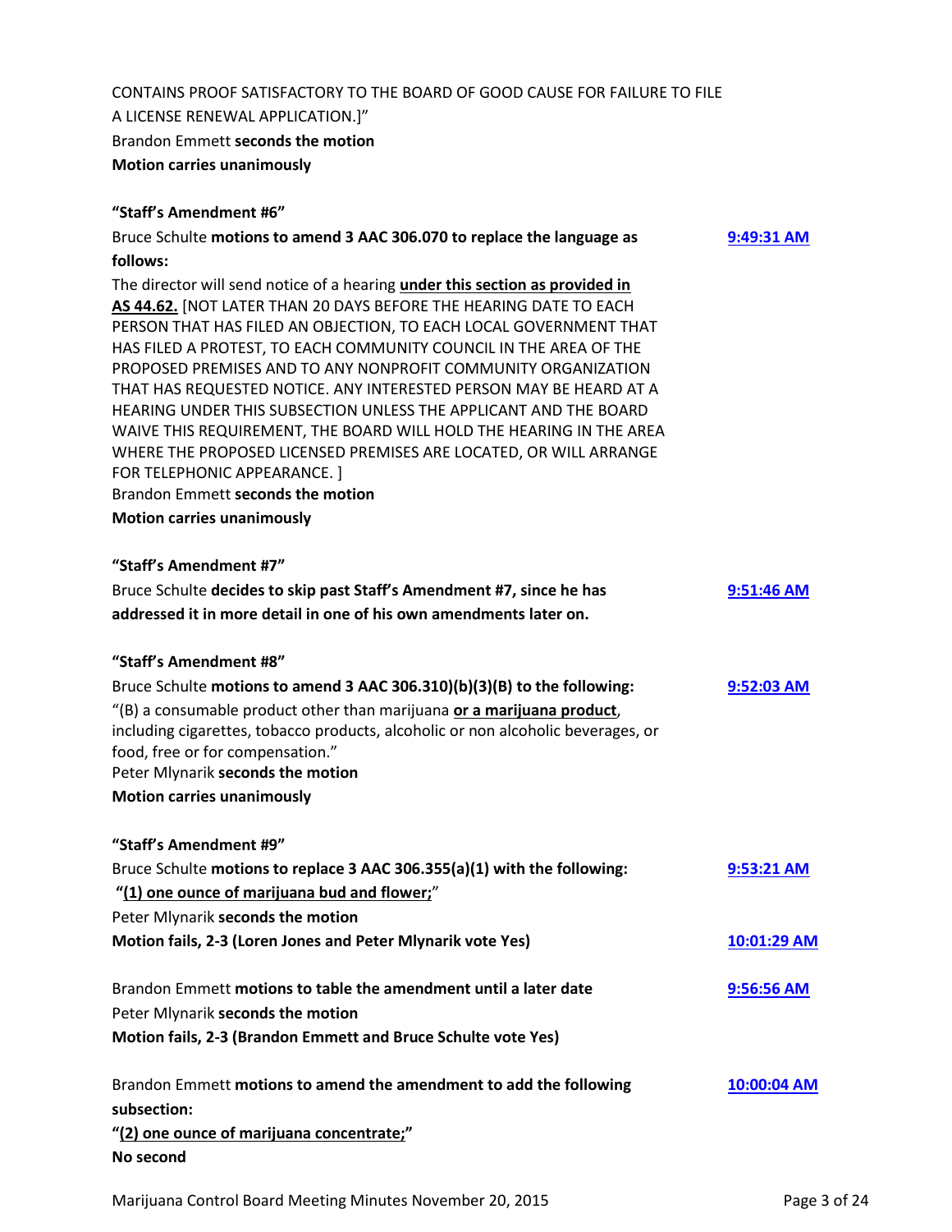CONTAINS PROOF SATISFACTORY TO THE BOARD OF GOOD CAUSE FOR FAILURE TO FILE A LICENSE RENEWAL APPLICATION.]"

Brandon Emmett **seconds the motion**

**Motion carries unanimously**

**"Staff's Amendment #6"**

Bruce Schulte **motions to amend 3 AAC 306.070 to replace the language as follows:** 9:49:31 AM

The director will send notice of a hearing **under this section as provided in AS 44.62.** [NOT LATER THAN 20 DAYS BEFORE THE HEARING DATE TO EACH PERSON THAT HAS FILED AN OBJECTION, TO EACH LOCAL GOVERNMENT THAT HAS FILED A PROTEST, TO EACH COMMUNITY COUNCIL IN THE AREA OF THE PROPOSED PREMISES AND TO ANY NONPROFIT COMMUNITY ORGANIZATION THAT HAS REQUESTED NOTICE. ANY INTERESTED PERSON MAY BE HEARD AT A HEARING UNDER THIS SUBSECTION UNLESS THE APPLICANT AND THE BOARD WAIVE THIS REQUIREMENT, THE BOARD WILL HOLD THE HEARING IN THE AREA WHERE THE PROPOSED LICENSED PREMISES ARE LOCATED, OR WILL ARRANGE FOR TELEPHONIC APPEARANCE. ]

Brandon Emmett **seconds the motion**

**Motion carries unanimously**

**"Staff's Amendment #7"**

Bruce Schulte **decides to skip past Staff's Amendment #7, since he has addressed it in more detail in one of his own amendments later on.** 9:51:46 AM

**"Staff's Amendment #8"**

Bruce Schulte **motions to amend 3 AAC 306.310)(b)(3)(B) to the following:** 9:52:03 AM

"(B) a consumable product other than marijuana **or a marijuana product**, including cigarettes, tobacco products, alcoholic or non alcoholic beverages, or food, free or for compensation."

Peter Mlynarik **seconds the motion**

**Motion carries unanimously**

**"Staff's Amendment #9"**

Bruce Schulte **motions to replace 3 AAC 306.355(a)(1) with the following:** 9:53:21 AM

**"(1) one ounce of marijuana bud and flower;"**

Peter Mlynarik **seconds the motion**

**Motion fails, 2-3 (Loren Jones and Peter Mlynarik vote Yes)** 10:01:29 AM

Brandon Emmett **motions to table the amendment until a later date** 9:56:56 AM

Peter Mlynarik **seconds the motion**

**Motion fails, 2-3 (Brandon Emmett and Bruce Schulte vote Yes)**

Brandon Emmett **motions to amend the amendment to add the following subsection:** 10:00:04 AM

**"(2) one ounce of marijuana concentrate;"**

**No second**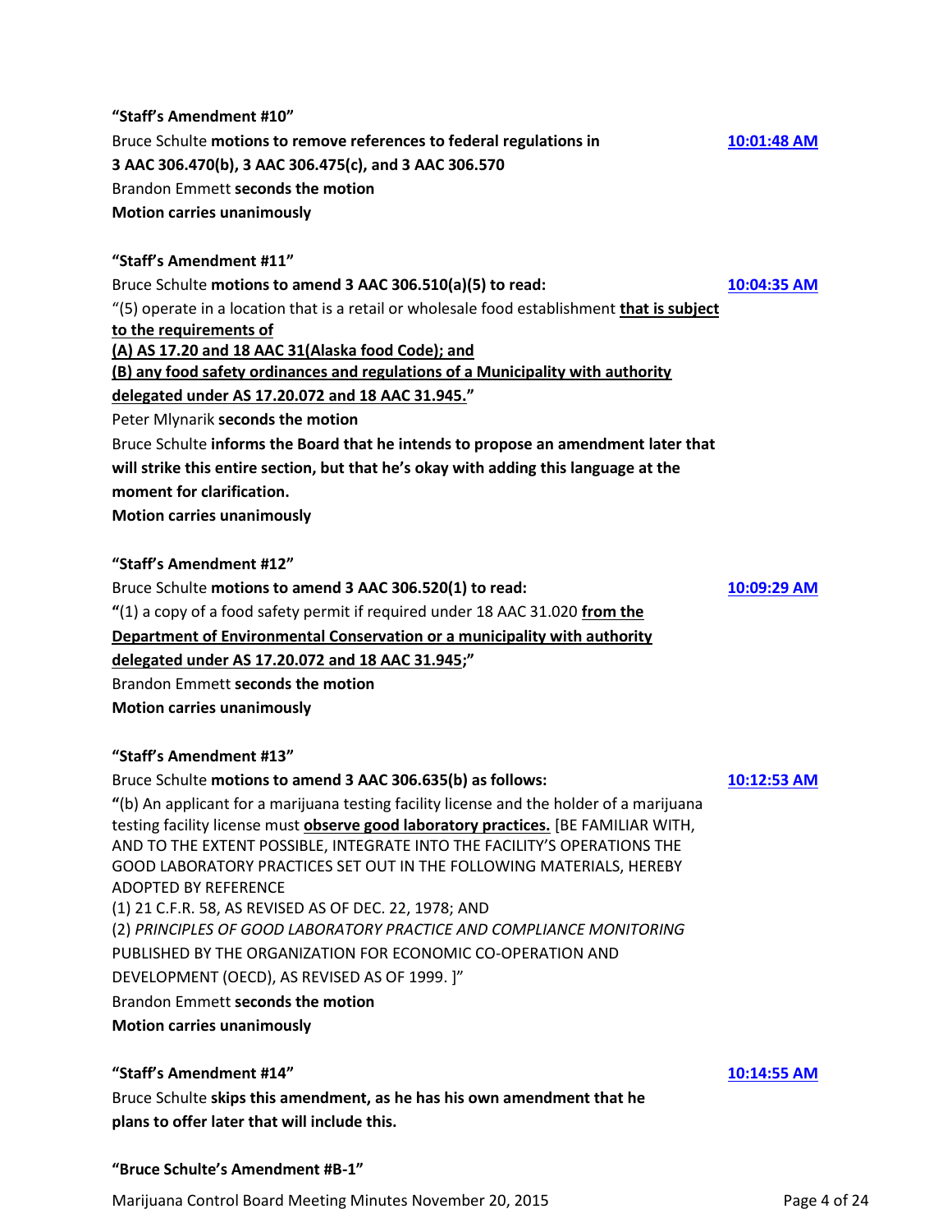**"Staff's Amendment #10"**

Bruce Schulte **motions to remove references to federal regulations in 3 AAC 306.470(b), 3 AAC 306.475(c), and 3 AAC 306.570** — 10:01:48 AM

Brandon Emmett **seconds the motion**

**Motion carries unanimously**

**"Staff's Amendment #11"**

Bruce Schulte **motions to amend 3 AAC 306.510(a)(5) to read:** — 10:04:35 AM

"(5) operate in a location that is a retail or wholesale food establishment **that is subject to the requirements of**
**(A) AS 17.20 and 18 AAC 31(Alaska food Code); and**
**(B) any food safety ordinances and regulations of a Municipality with authority delegated under AS 17.20.072 and 18 AAC 31.945.**"

Peter Mlynarik **seconds the motion**

Bruce Schulte **informs the Board that he intends to propose an amendment later that will strike this entire section, but that he's okay with adding this language at the moment for clarification.**

**Motion carries unanimously**

**"Staff's Amendment #12"**

Bruce Schulte **motions to amend 3 AAC 306.520(1) to read:** — 10:09:29 AM

**"**(1) a copy of a food safety permit if required under 18 AAC 31.020 **from the Department of Environmental Conservation or a municipality with authority delegated under AS 17.20.072 and 18 AAC 31.945**;"

Brandon Emmett **seconds the motion**

**Motion carries unanimously**

**"Staff's Amendment #13"**

Bruce Schulte **motions to amend 3 AAC 306.635(b) as follows:** — 10:12:53 AM

**"**(b) An applicant for a marijuana testing facility license and the holder of a marijuana testing facility license must **observe good laboratory practices.** [BE FAMILIAR WITH, AND TO THE EXTENT POSSIBLE, INTEGRATE INTO THE FACILITY'S OPERATIONS THE GOOD LABORATORY PRACTICES SET OUT IN THE FOLLOWING MATERIALS, HEREBY ADOPTED BY REFERENCE
(1) 21 C.F.R. 58, AS REVISED AS OF DEC. 22, 1978; AND
(2) *PRINCIPLES OF GOOD LABORATORY PRACTICE AND COMPLIANCE MONITORING* PUBLISHED BY THE ORGANIZATION FOR ECONOMIC CO-OPERATION AND DEVELOPMENT (OECD), AS REVISED AS OF 1999. ]"

Brandon Emmett **seconds the motion**

**Motion carries unanimously**

**"Staff's Amendment #14"** — 10:14:55 AM

Bruce Schulte **skips this amendment, as he has his own amendment that he plans to offer later that will include this.**

**"Bruce Schulte's Amendment #B-1"**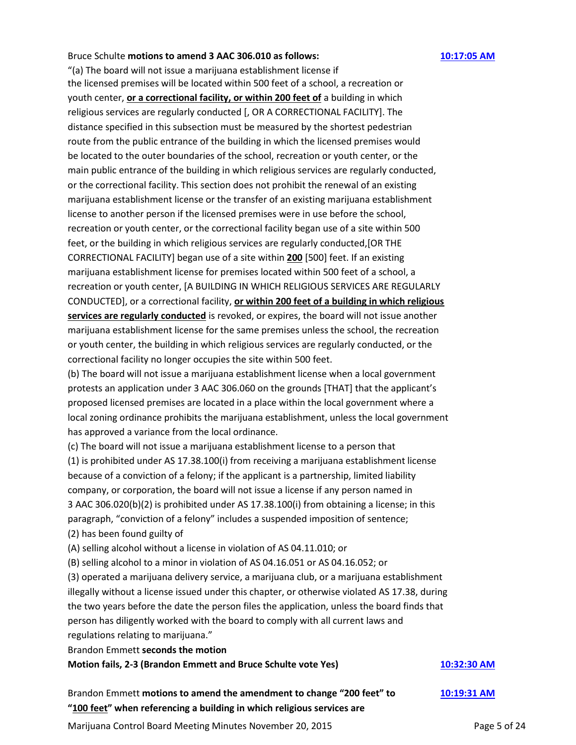Bruce Schulte **motions to amend 3 AAC 306.010 as follows:** **10:17:05 AM**

"(a) The board will not issue a marijuana establishment license if the licensed premises will be located within 500 feet of a school, a recreation or youth center, **<u>or a correctional facility, or within 200 feet of</u>** a building in which religious services are regularly conducted [, OR A CORRECTIONAL FACILITY]. The distance specified in this subsection must be measured by the shortest pedestrian route from the public entrance of the building in which the licensed premises would be located to the outer boundaries of the school, recreation or youth center, or the main public entrance of the building in which religious services are regularly conducted, or the correctional facility. This section does not prohibit the renewal of an existing marijuana establishment license or the transfer of an existing marijuana establishment license to another person if the licensed premises were in use before the school, recreation or youth center, or the correctional facility began use of a site within 500 feet, or the building in which religious services are regularly conducted,[OR THE CORRECTIONAL FACILITY] began use of a site within **<u>200</u>** [500] feet. If an existing marijuana establishment license for premises located within 500 feet of a school, a recreation or youth center, [A BUILDING IN WHICH RELIGIOUS SERVICES ARE REGULARLY CONDUCTED], or a correctional facility, **<u>or within 200 feet of a building in which religious services are regularly conducted</u>** is revoked, or expires, the board will not issue another marijuana establishment license for the same premises unless the school, the recreation or youth center, the building in which religious services are regularly conducted, or the correctional facility no longer occupies the site within 500 feet.

(b) The board will not issue a marijuana establishment license when a local government protests an application under 3 AAC 306.060 on the grounds [THAT] that the applicant's proposed licensed premises are located in a place within the local government where a local zoning ordinance prohibits the marijuana establishment, unless the local government has approved a variance from the local ordinance.

(c) The board will not issue a marijuana establishment license to a person that

(1) is prohibited under AS 17.38.100(i) from receiving a marijuana establishment license because of a conviction of a felony; if the applicant is a partnership, limited liability company, or corporation, the board will not issue a license if any person named in 3 AAC 306.020(b)(2) is prohibited under AS 17.38.100(i) from obtaining a license; in this paragraph, "conviction of a felony" includes a suspended imposition of sentence;

(2) has been found guilty of

(A) selling alcohol without a license in violation of AS 04.11.010; or

(B) selling alcohol to a minor in violation of AS 04.16.051 or AS 04.16.052; or

(3) operated a marijuana delivery service, a marijuana club, or a marijuana establishment illegally without a license issued under this chapter, or otherwise violated AS 17.38, during the two years before the date the person files the application, unless the board finds that person has diligently worked with the board to comply with all current laws and regulations relating to marijuana."

Brandon Emmett **seconds the motion**

**Motion fails, 2-3 (Brandon Emmett and Bruce Schulte vote Yes)** **10:32:30 AM**

Brandon Emmett **motions to amend the amendment to change "200 feet" to "<u>100 feet</u>" when referencing a building in which religious services are** **10:19:31 AM**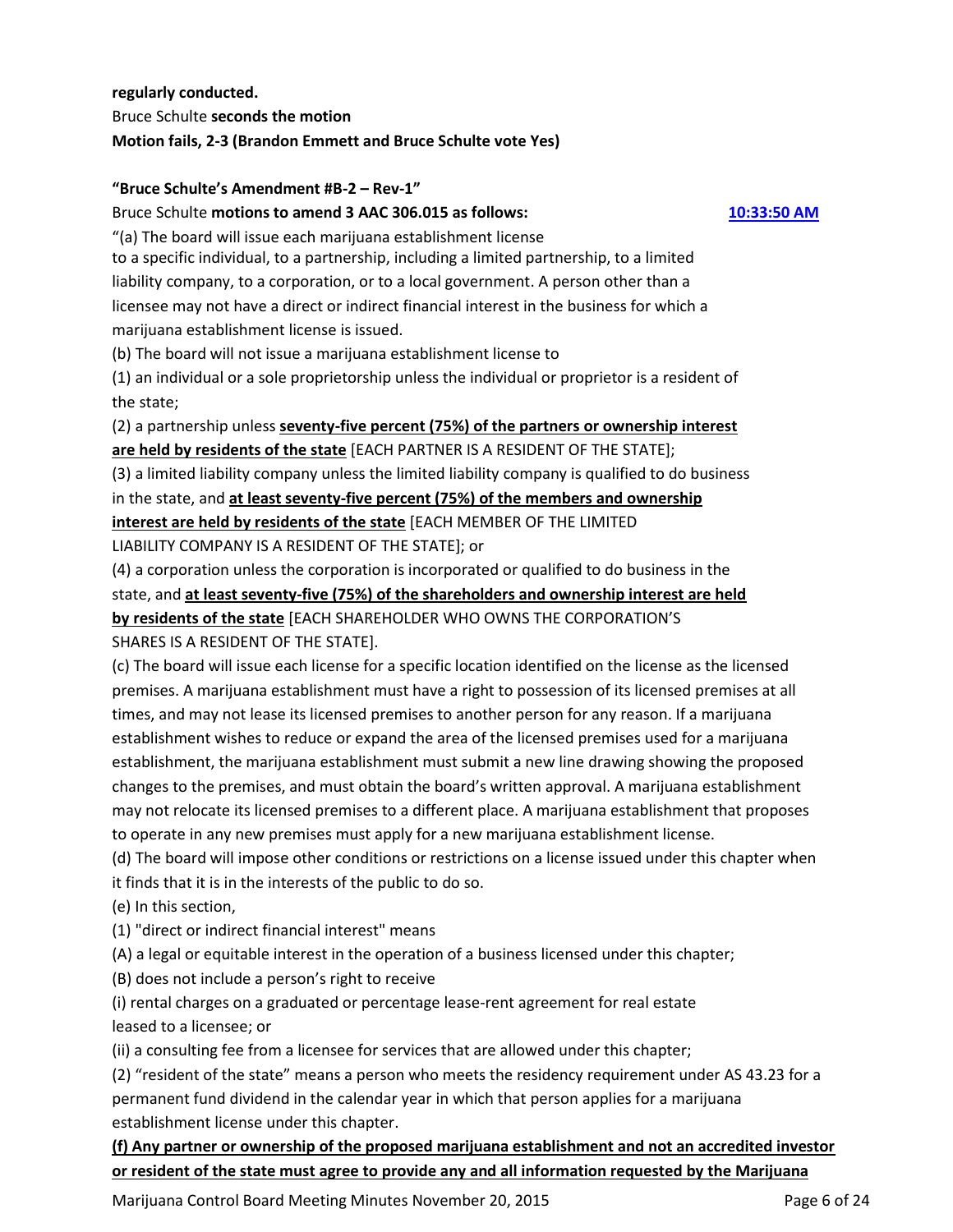**regularly conducted.**

Bruce Schulte **seconds the motion**

**Motion fails, 2-3 (Brandon Emmett and Bruce Schulte vote Yes)**

**"Bruce Schulte's Amendment #B-2 – Rev-1"**

Bruce Schulte **motions to amend 3 AAC 306.015 as follows:** **10:33:50 AM**

"(a) The board will issue each marijuana establishment license to a specific individual, to a partnership, including a limited partnership, to a limited liability company, to a corporation, or to a local government. A person other than a licensee may not have a direct or indirect financial interest in the business for which a marijuana establishment license is issued.

(b) The board will not issue a marijuana establishment license to

(1) an individual or a sole proprietorship unless the individual or proprietor is a resident of the state;

(2) a partnership unless **seventy-five percent (75%) of the partners or ownership interest are held by residents of the state** [EACH PARTNER IS A RESIDENT OF THE STATE];

(3) a limited liability company unless the limited liability company is qualified to do business in the state, and **at least seventy-five percent (75%) of the members and ownership interest are held by residents of the state** [EACH MEMBER OF THE LIMITED LIABILITY COMPANY IS A RESIDENT OF THE STATE]; or

(4) a corporation unless the corporation is incorporated or qualified to do business in the state, and **at least seventy-five (75%) of the shareholders and ownership interest are held by residents of the state** [EACH SHAREHOLDER WHO OWNS THE CORPORATION'S SHARES IS A RESIDENT OF THE STATE].

(c) The board will issue each license for a specific location identified on the license as the licensed premises. A marijuana establishment must have a right to possession of its licensed premises at all times, and may not lease its licensed premises to another person for any reason. If a marijuana establishment wishes to reduce or expand the area of the licensed premises used for a marijuana establishment, the marijuana establishment must submit a new line drawing showing the proposed changes to the premises, and must obtain the board's written approval. A marijuana establishment may not relocate its licensed premises to a different place. A marijuana establishment that proposes to operate in any new premises must apply for a new marijuana establishment license.

(d) The board will impose other conditions or restrictions on a license issued under this chapter when it finds that it is in the interests of the public to do so.

(e) In this section,

(1) "direct or indirect financial interest" means

(A) a legal or equitable interest in the operation of a business licensed under this chapter;

(B) does not include a person's right to receive

(i) rental charges on a graduated or percentage lease-rent agreement for real estate leased to a licensee; or

(ii) a consulting fee from a licensee for services that are allowed under this chapter;

(2) "resident of the state" means a person who meets the residency requirement under AS 43.23 for a permanent fund dividend in the calendar year in which that person applies for a marijuana establishment license under this chapter.

**(f) Any partner or ownership of the proposed marijuana establishment and not an accredited investor or resident of the state must agree to provide any and all information requested by the Marijuana**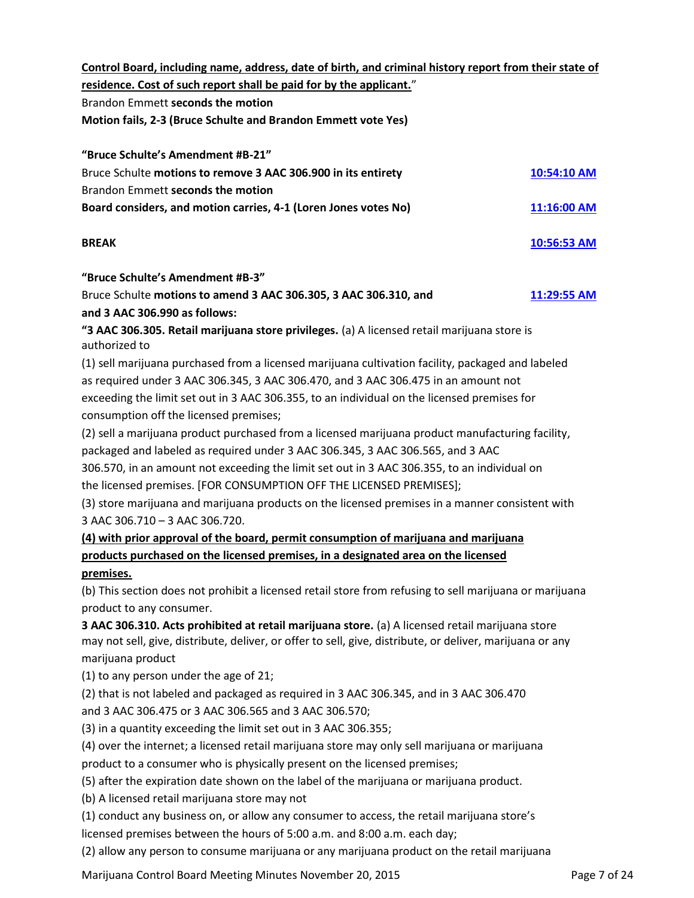**<u>Control Board, including name, address, date of birth, and criminal history report from their state of residence. Cost of such report shall be paid for by the applicant.</u>**"

Brandon Emmett **seconds the motion**

**Motion fails, 2-3 (Bruce Schulte and Brandon Emmett vote Yes)**

**"Bruce Schulte's Amendment #B-21"**

Bruce Schulte **motions to remove 3 AAC 306.900 in its entirety** — 10:54:10 AM

Brandon Emmett **seconds the motion**

**Board considers, and motion carries, 4-1 (Loren Jones votes No)** — 11:16:00 AM

**BREAK** — 10:56:53 AM

**"Bruce Schulte's Amendment #B-3"**

Bruce Schulte **motions to amend 3 AAC 306.305, 3 AAC 306.310, and and 3 AAC 306.990 as follows:** — 11:29:55 AM

**"3 AAC 306.305. Retail marijuana store privileges.** (a) A licensed retail marijuana store is authorized to

(1) sell marijuana purchased from a licensed marijuana cultivation facility, packaged and labeled as required under 3 AAC 306.345, 3 AAC 306.470, and 3 AAC 306.475 in an amount not exceeding the limit set out in 3 AAC 306.355, to an individual on the licensed premises for consumption off the licensed premises;

(2) sell a marijuana product purchased from a licensed marijuana product manufacturing facility, packaged and labeled as required under 3 AAC 306.345, 3 AAC 306.565, and 3 AAC 306.570, in an amount not exceeding the limit set out in 3 AAC 306.355, to an individual on the licensed premises. [FOR CONSUMPTION OFF THE LICENSED PREMISES];

(3) store marijuana and marijuana products on the licensed premises in a manner consistent with 3 AAC 306.710 – 3 AAC 306.720.

**<u>(4) with prior approval of the board, permit consumption of marijuana and marijuana products purchased on the licensed premises, in a designated area on the licensed premises.</u>**

(b) This section does not prohibit a licensed retail store from refusing to sell marijuana or marijuana product to any consumer.

**3 AAC 306.310. Acts prohibited at retail marijuana store.** (a) A licensed retail marijuana store may not sell, give, distribute, deliver, or offer to sell, give, distribute, or deliver, marijuana or any marijuana product

(1) to any person under the age of 21;

(2) that is not labeled and packaged as required in 3 AAC 306.345, and in 3 AAC 306.470 and 3 AAC 306.475 or 3 AAC 306.565 and 3 AAC 306.570;

(3) in a quantity exceeding the limit set out in 3 AAC 306.355;

(4) over the internet; a licensed retail marijuana store may only sell marijuana or marijuana product to a consumer who is physically present on the licensed premises;

(5) after the expiration date shown on the label of the marijuana or marijuana product.

(b) A licensed retail marijuana store may not

(1) conduct any business on, or allow any consumer to access, the retail marijuana store's licensed premises between the hours of 5:00 a.m. and 8:00 a.m. each day;

(2) allow any person to consume marijuana or any marijuana product on the retail marijuana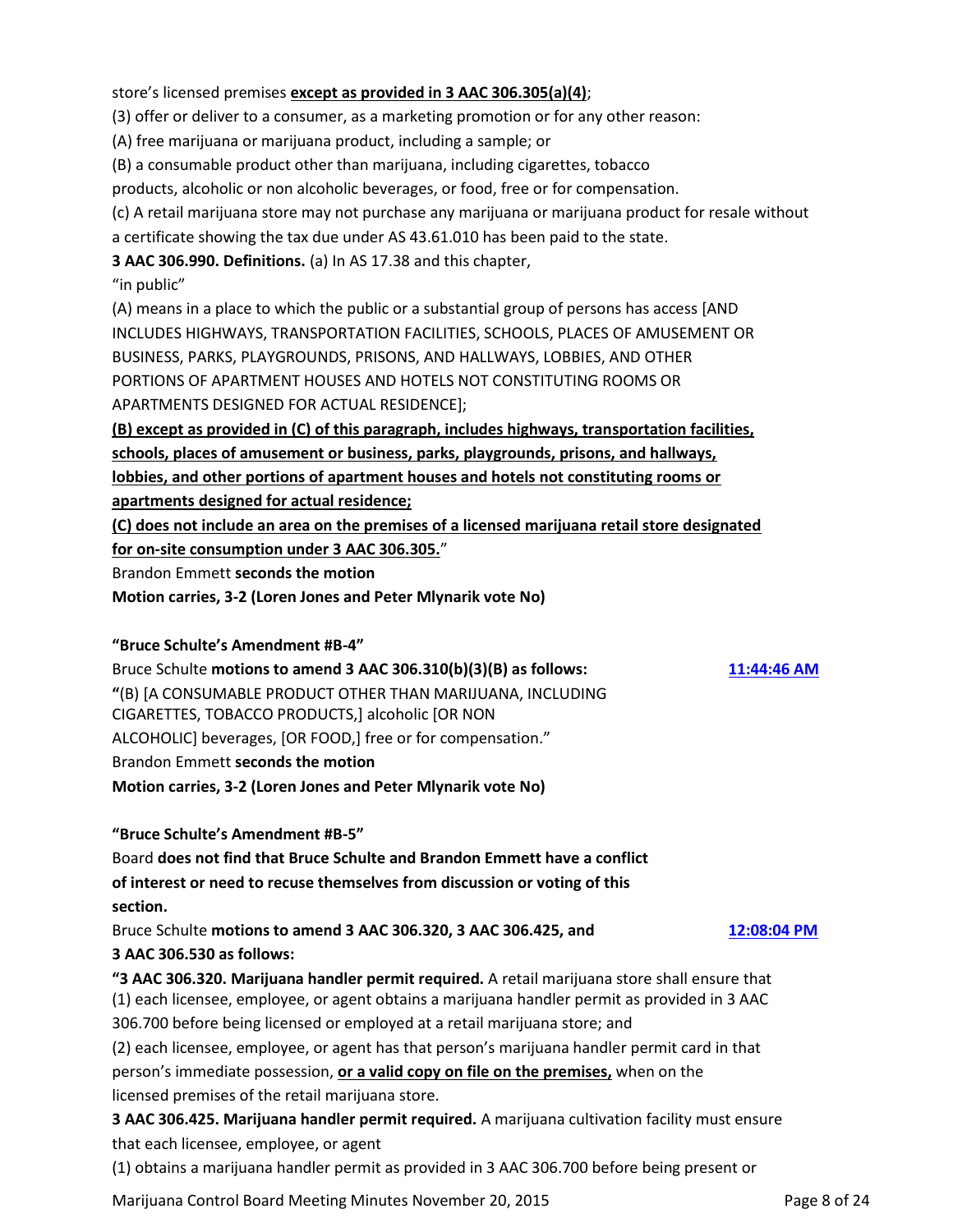store's licensed premises **<u>except as provided in 3 AAC 306.305(a)(4)</u>**;

(3) offer or deliver to a consumer, as a marketing promotion or for any other reason:

(A) free marijuana or marijuana product, including a sample; or

(B) a consumable product other than marijuana, including cigarettes, tobacco products, alcoholic or non alcoholic beverages, or food, free or for compensation.

(c) A retail marijuana store may not purchase any marijuana or marijuana product for resale without a certificate showing the tax due under AS 43.61.010 has been paid to the state.

**3 AAC 306.990. Definitions.** (a) In AS 17.38 and this chapter,

"in public"

(A) means in a place to which the public or a substantial group of persons has access [AND INCLUDES HIGHWAYS, TRANSPORTATION FACILITIES, SCHOOLS, PLACES OF AMUSEMENT OR BUSINESS, PARKS, PLAYGROUNDS, PRISONS, AND HALLWAYS, LOBBIES, AND OTHER PORTIONS OF APARTMENT HOUSES AND HOTELS NOT CONSTITUTING ROOMS OR APARTMENTS DESIGNED FOR ACTUAL RESIDENCE];

**<u>(B) except as provided in (C) of this paragraph, includes highways, transportation facilities, schools, places of amusement or business, parks, playgrounds, prisons, and hallways, lobbies, and other portions of apartment houses and hotels not constituting rooms or apartments designed for actual residence;</u>**

**<u>(C) does not include an area on the premises of a licensed marijuana retail store designated for on-site consumption under 3 AAC 306.305.</u>**"

Brandon Emmett **seconds the motion**

**Motion carries, 3-2 (Loren Jones and Peter Mlynarik vote No)**

**"Bruce Schulte's Amendment #B-4"**

Bruce Schulte **motions to amend 3 AAC 306.310(b)(3)(B) as follows:** [11:44:46 AM]

"(B) [A CONSUMABLE PRODUCT OTHER THAN MARIJUANA, INCLUDING CIGARETTES, TOBACCO PRODUCTS,] alcoholic [OR NON ALCOHOLIC] beverages, [OR FOOD,] free or for compensation."

Brandon Emmett **seconds the motion**

**Motion carries, 3-2 (Loren Jones and Peter Mlynarik vote No)**

**"Bruce Schulte's Amendment #B-5"**

Board **does not find that Bruce Schulte and Brandon Emmett have a conflict of interest or need to recuse themselves from discussion or voting of this section.**

Bruce Schulte **motions to amend 3 AAC 306.320, 3 AAC 306.425, and 3 AAC 306.530 as follows:** [12:08:04 PM]

**"3 AAC 306.320. Marijuana handler permit required.** A retail marijuana store shall ensure that

(1) each licensee, employee, or agent obtains a marijuana handler permit as provided in 3 AAC 306.700 before being licensed or employed at a retail marijuana store; and

(2) each licensee, employee, or agent has that person's marijuana handler permit card in that person's immediate possession, **<u>or a valid copy on file on the premises,</u>** when on the licensed premises of the retail marijuana store.

**3 AAC 306.425. Marijuana handler permit required.** A marijuana cultivation facility must ensure that each licensee, employee, or agent

(1) obtains a marijuana handler permit as provided in 3 AAC 306.700 before being present or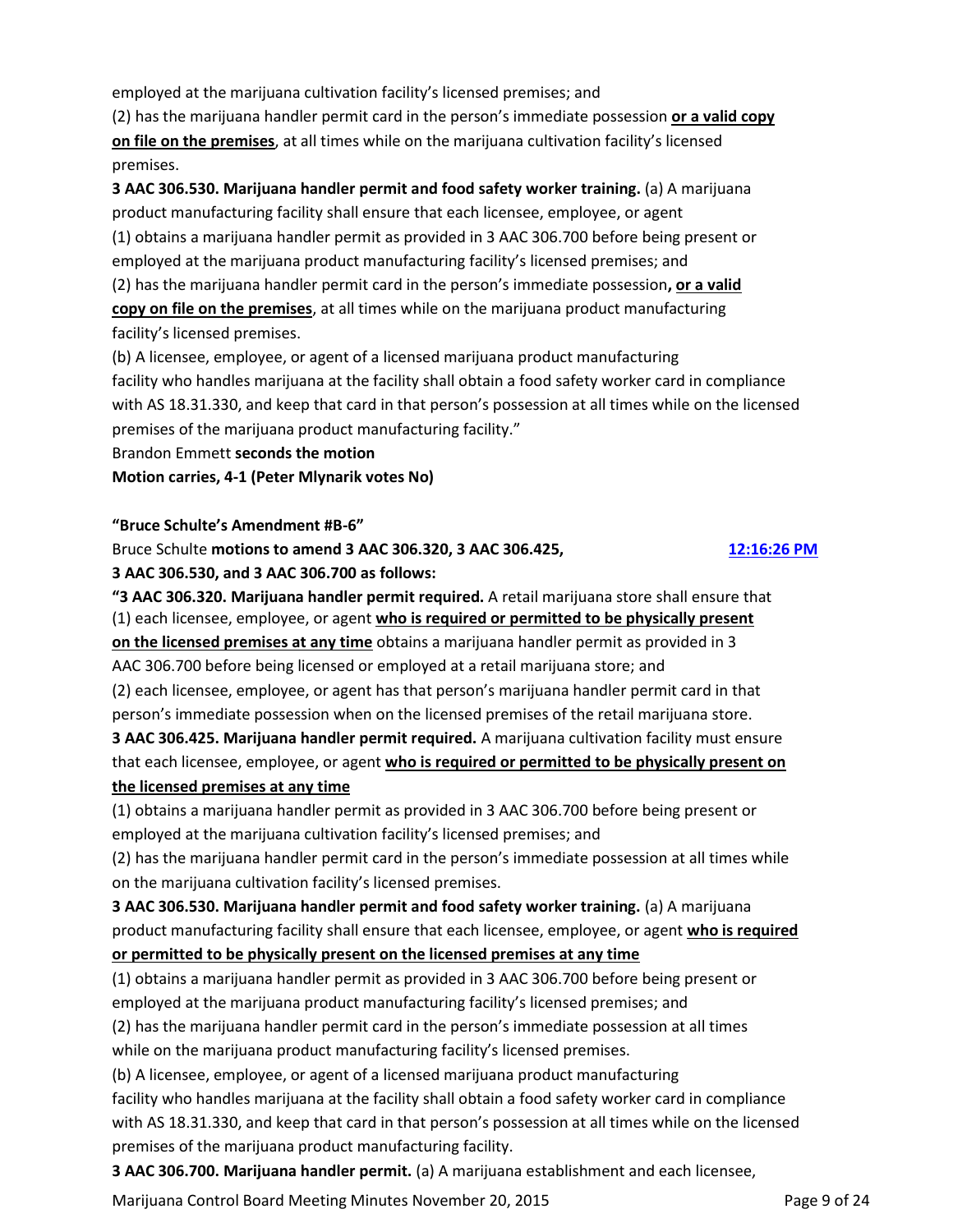employed at the marijuana cultivation facility's licensed premises; and

(2) has the marijuana handler permit card in the person's immediate possession **or a valid copy on file on the premises**, at all times while on the marijuana cultivation facility's licensed premises.

**3 AAC 306.530. Marijuana handler permit and food safety worker training.** (a) A marijuana product manufacturing facility shall ensure that each licensee, employee, or agent

(1) obtains a marijuana handler permit as provided in 3 AAC 306.700 before being present or employed at the marijuana product manufacturing facility's licensed premises; and

(2) has the marijuana handler permit card in the person's immediate possession**, or a valid copy on file on the premises**, at all times while on the marijuana product manufacturing facility's licensed premises.

(b) A licensee, employee, or agent of a licensed marijuana product manufacturing facility who handles marijuana at the facility shall obtain a food safety worker card in compliance with AS 18.31.330, and keep that card in that person's possession at all times while on the licensed premises of the marijuana product manufacturing facility."

Brandon Emmett **seconds the motion**

**Motion carries, 4-1 (Peter Mlynarik votes No)**

**"Bruce Schulte's Amendment #B-6"**

Bruce Schulte **motions to amend 3 AAC 306.320, 3 AAC 306.425, 3 AAC 306.530, and 3 AAC 306.700 as follows:** 12:16:26 PM

**"3 AAC 306.320. Marijuana handler permit required.** A retail marijuana store shall ensure that

(1) each licensee, employee, or agent **who is required or permitted to be physically present on the licensed premises at any time** obtains a marijuana handler permit as provided in 3 AAC 306.700 before being licensed or employed at a retail marijuana store; and

(2) each licensee, employee, or agent has that person's marijuana handler permit card in that person's immediate possession when on the licensed premises of the retail marijuana store.

**3 AAC 306.425. Marijuana handler permit required.** A marijuana cultivation facility must ensure that each licensee, employee, or agent **who is required or permitted to be physically present on the licensed premises at any time**

(1) obtains a marijuana handler permit as provided in 3 AAC 306.700 before being present or employed at the marijuana cultivation facility's licensed premises; and

(2) has the marijuana handler permit card in the person's immediate possession at all times while on the marijuana cultivation facility's licensed premises.

**3 AAC 306.530. Marijuana handler permit and food safety worker training.** (a) A marijuana product manufacturing facility shall ensure that each licensee, employee, or agent **who is required or permitted to be physically present on the licensed premises at any time**

(1) obtains a marijuana handler permit as provided in 3 AAC 306.700 before being present or employed at the marijuana product manufacturing facility's licensed premises; and

(2) has the marijuana handler permit card in the person's immediate possession at all times while on the marijuana product manufacturing facility's licensed premises.

(b) A licensee, employee, or agent of a licensed marijuana product manufacturing facility who handles marijuana at the facility shall obtain a food safety worker card in compliance with AS 18.31.330, and keep that card in that person's possession at all times while on the licensed premises of the marijuana product manufacturing facility.

**3 AAC 306.700. Marijuana handler permit.** (a) A marijuana establishment and each licensee,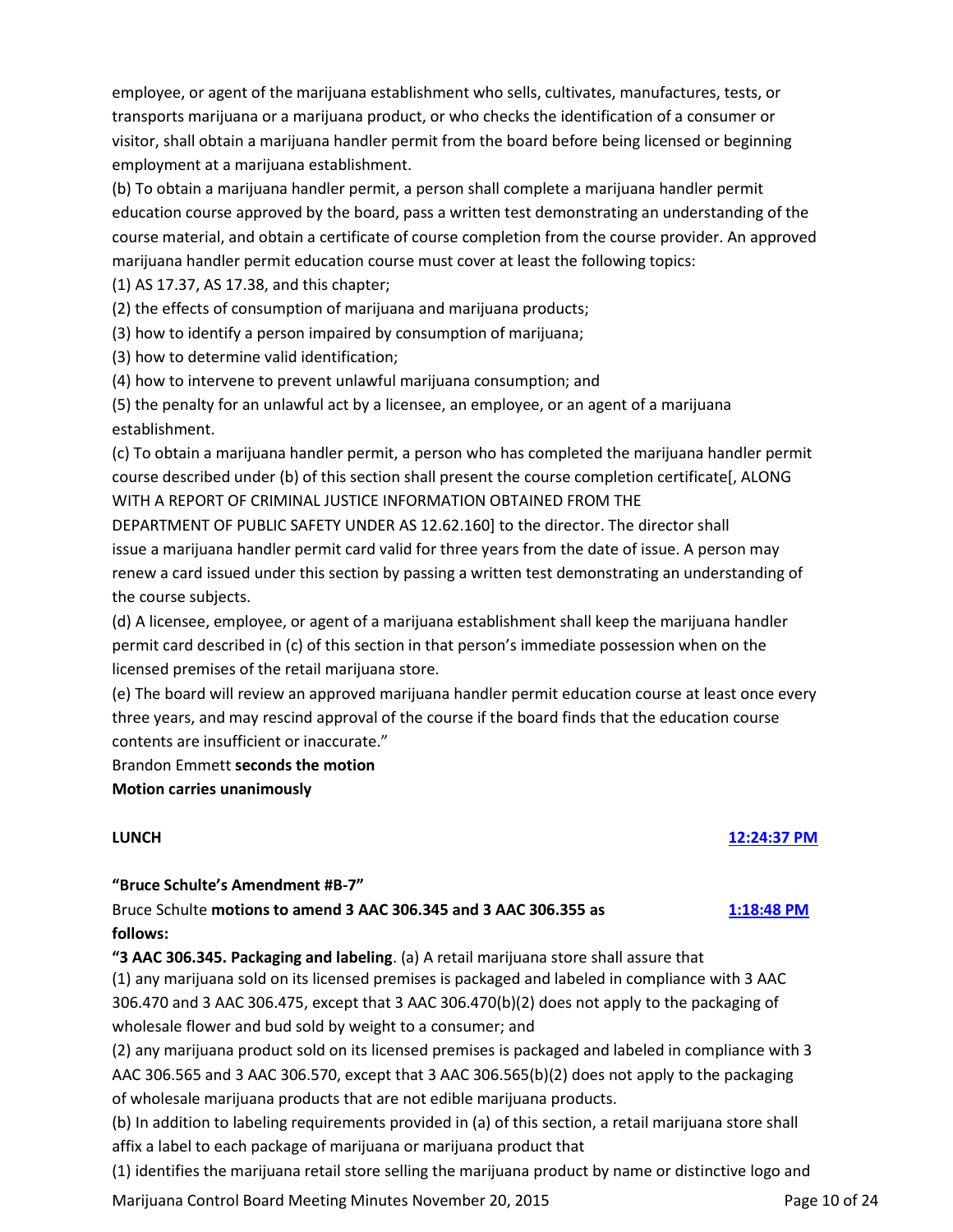employee, or agent of the marijuana establishment who sells, cultivates, manufactures, tests, or transports marijuana or a marijuana product, or who checks the identification of a consumer or visitor, shall obtain a marijuana handler permit from the board before being licensed or beginning employment at a marijuana establishment.

(b) To obtain a marijuana handler permit, a person shall complete a marijuana handler permit education course approved by the board, pass a written test demonstrating an understanding of the course material, and obtain a certificate of course completion from the course provider. An approved marijuana handler permit education course must cover at least the following topics:

(1) AS 17.37, AS 17.38, and this chapter;

(2) the effects of consumption of marijuana and marijuana products;

(3) how to identify a person impaired by consumption of marijuana;

(3) how to determine valid identification;

(4) how to intervene to prevent unlawful marijuana consumption; and

(5) the penalty for an unlawful act by a licensee, an employee, or an agent of a marijuana establishment.

(c) To obtain a marijuana handler permit, a person who has completed the marijuana handler permit course described under (b) of this section shall present the course completion certificate[, ALONG WITH A REPORT OF CRIMINAL JUSTICE INFORMATION OBTAINED FROM THE DEPARTMENT OF PUBLIC SAFETY UNDER AS 12.62.160] to the director. The director shall issue a marijuana handler permit card valid for three years from the date of issue. A person may renew a card issued under this section by passing a written test demonstrating an understanding of the course subjects.

(d) A licensee, employee, or agent of a marijuana establishment shall keep the marijuana handler permit card described in (c) of this section in that person's immediate possession when on the licensed premises of the retail marijuana store.

(e) The board will review an approved marijuana handler permit education course at least once every three years, and may rescind approval of the course if the board finds that the education course contents are insufficient or inaccurate."

Brandon Emmett **seconds the motion**

**Motion carries unanimously**

**LUNCH** [12:24:37 PM]

**"Bruce Schulte's Amendment #B-7"**

Bruce Schulte **motions to amend 3 AAC 306.345 and 3 AAC 306.355 as follows:** [1:18:48 PM]

**"3 AAC 306.345. Packaging and labeling**. (a) A retail marijuana store shall assure that

(1) any marijuana sold on its licensed premises is packaged and labeled in compliance with 3 AAC 306.470 and 3 AAC 306.475, except that 3 AAC 306.470(b)(2) does not apply to the packaging of wholesale flower and bud sold by weight to a consumer; and

(2) any marijuana product sold on its licensed premises is packaged and labeled in compliance with 3 AAC 306.565 and 3 AAC 306.570, except that 3 AAC 306.565(b)(2) does not apply to the packaging of wholesale marijuana products that are not edible marijuana products.

(b) In addition to labeling requirements provided in (a) of this section, a retail marijuana store shall affix a label to each package of marijuana or marijuana product that

(1) identifies the marijuana retail store selling the marijuana product by name or distinctive logo and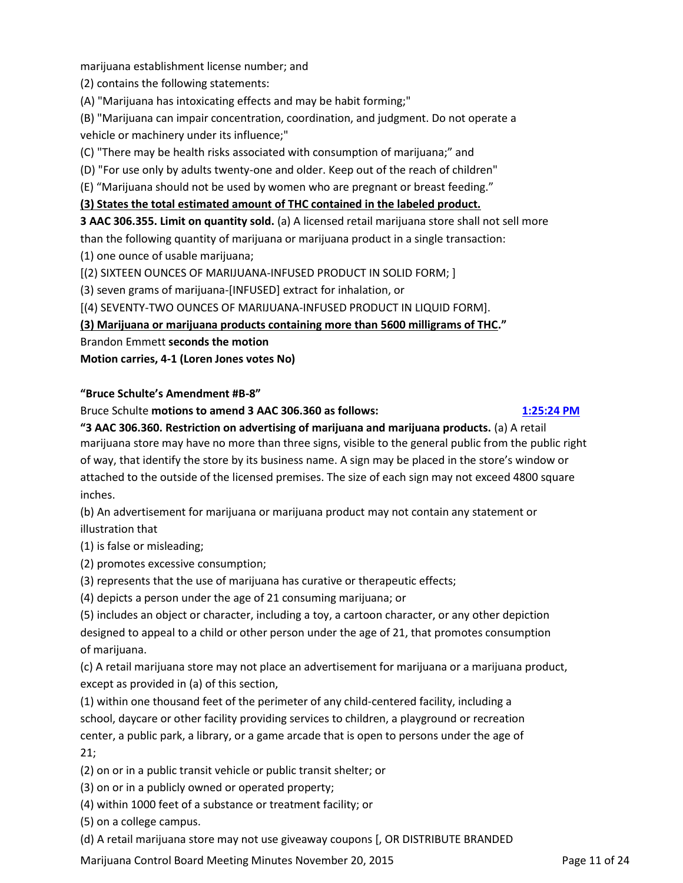marijuana establishment license number; and

(2) contains the following statements:

(A) "Marijuana has intoxicating effects and may be habit forming;"

(B) "Marijuana can impair concentration, coordination, and judgment. Do not operate a vehicle or machinery under its influence;"

(C) "There may be health risks associated with consumption of marijuana;" and

(D) "For use only by adults twenty-one and older. Keep out of the reach of children"

(E) "Marijuana should not be used by women who are pregnant or breast feeding."

**<u>(3) States the total estimated amount of THC contained in the labeled product.</u>**

**3 AAC 306.355. Limit on quantity sold.** (a) A licensed retail marijuana store shall not sell more than the following quantity of marijuana or marijuana product in a single transaction:

(1) one ounce of usable marijuana;

[(2) SIXTEEN OUNCES OF MARIJUANA-INFUSED PRODUCT IN SOLID FORM; ]

(3) seven grams of marijuana-[INFUSED] extract for inhalation, or

[(4) SEVENTY-TWO OUNCES OF MARIJUANA-INFUSED PRODUCT IN LIQUID FORM].

**<u>(3) Marijuana or marijuana products containing more than 5600 milligrams of THC</u>."**

Brandon Emmett **seconds the motion**

**Motion carries, 4-1 (Loren Jones votes No)**

**"Bruce Schulte's Amendment #B-8"**

Bruce Schulte **motions to amend 3 AAC 306.360 as follows:** [1:25:24 PM]

**"3 AAC 306.360. Restriction on advertising of marijuana and marijuana products.** (a) A retail marijuana store may have no more than three signs, visible to the general public from the public right of way, that identify the store by its business name. A sign may be placed in the store's window or attached to the outside of the licensed premises. The size of each sign may not exceed 4800 square inches.

(b) An advertisement for marijuana or marijuana product may not contain any statement or illustration that

(1) is false or misleading;

(2) promotes excessive consumption;

(3) represents that the use of marijuana has curative or therapeutic effects;

(4) depicts a person under the age of 21 consuming marijuana; or

(5) includes an object or character, including a toy, a cartoon character, or any other depiction designed to appeal to a child or other person under the age of 21, that promotes consumption of marijuana.

(c) A retail marijuana store may not place an advertisement for marijuana or a marijuana product, except as provided in (a) of this section,

(1) within one thousand feet of the perimeter of any child-centered facility, including a school, daycare or other facility providing services to children, a playground or recreation center, a public park, a library, or a game arcade that is open to persons under the age of 21;

(2) on or in a public transit vehicle or public transit shelter; or

(3) on or in a publicly owned or operated property;

(4) within 1000 feet of a substance or treatment facility; or

(5) on a college campus.

(d) A retail marijuana store may not use giveaway coupons [, OR DISTRIBUTE BRANDED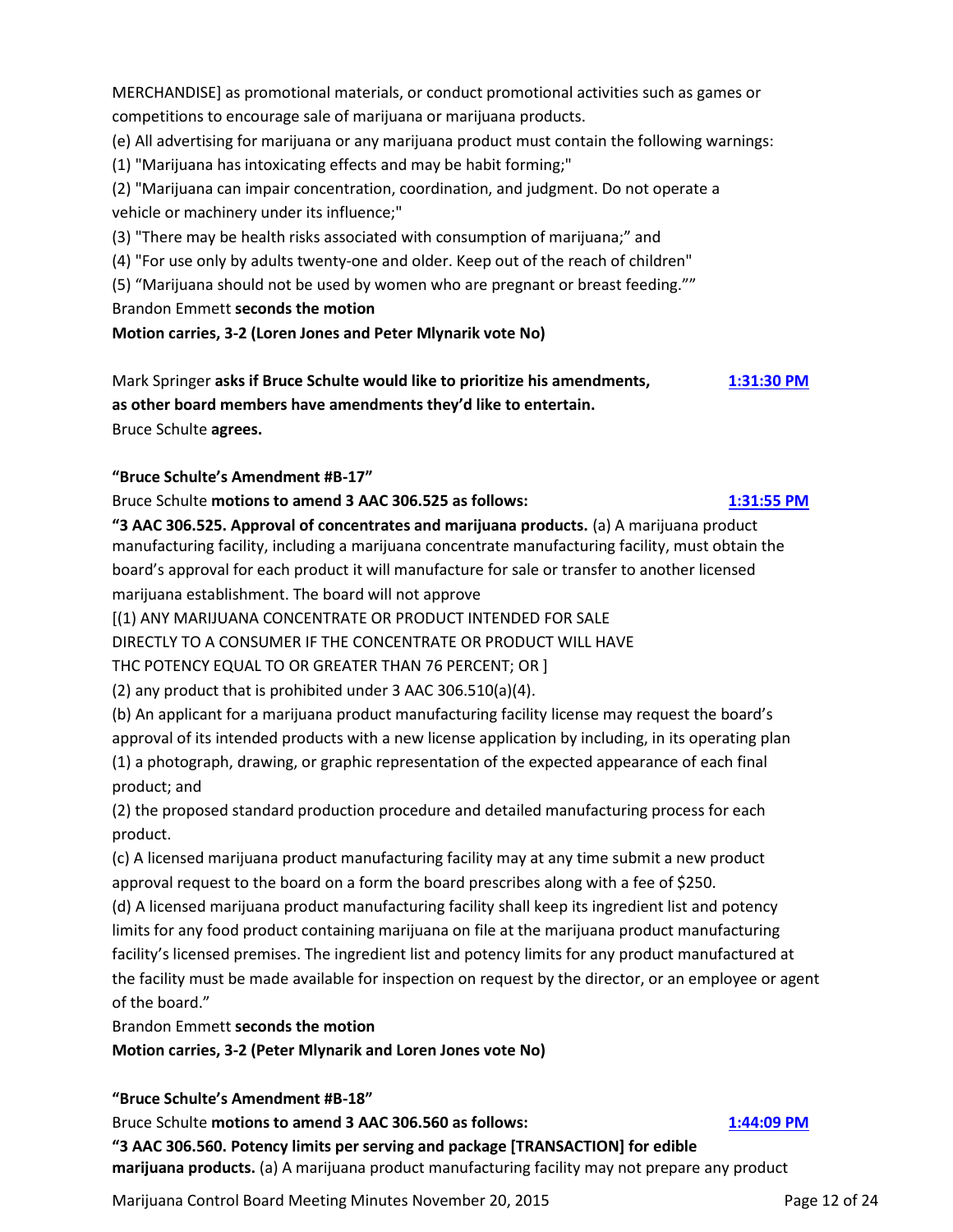MERCHANDISE] as promotional materials, or conduct promotional activities such as games or competitions to encourage sale of marijuana or marijuana products.

(e) All advertising for marijuana or any marijuana product must contain the following warnings:

(1) "Marijuana has intoxicating effects and may be habit forming;"

(2) "Marijuana can impair concentration, coordination, and judgment. Do not operate a vehicle or machinery under its influence;"

(3) "There may be health risks associated with consumption of marijuana;" and

(4) "For use only by adults twenty-one and older. Keep out of the reach of children"

(5) "Marijuana should not be used by women who are pregnant or breast feeding.""

Brandon Emmett **seconds the motion**

**Motion carries, 3-2 (Loren Jones and Peter Mlynarik vote No)**

Mark Springer **asks if Bruce Schulte would like to prioritize his amendments, as other board members have amendments they'd like to entertain.** 1:31:30 PM

Bruce Schulte **agrees.**

**"Bruce Schulte's Amendment #B-17"**

Bruce Schulte **motions to amend 3 AAC 306.525 as follows:** 1:31:55 PM

**"3 AAC 306.525. Approval of concentrates and marijuana products.** (a) A marijuana product manufacturing facility, including a marijuana concentrate manufacturing facility, must obtain the board's approval for each product it will manufacture for sale or transfer to another licensed marijuana establishment. The board will not approve

[(1) ANY MARIJUANA CONCENTRATE OR PRODUCT INTENDED FOR SALE DIRECTLY TO A CONSUMER IF THE CONCENTRATE OR PRODUCT WILL HAVE THC POTENCY EQUAL TO OR GREATER THAN 76 PERCENT; OR ]

(2) any product that is prohibited under 3 AAC 306.510(a)(4).

(b) An applicant for a marijuana product manufacturing facility license may request the board's approval of its intended products with a new license application by including, in its operating plan

(1) a photograph, drawing, or graphic representation of the expected appearance of each final product; and

(2) the proposed standard production procedure and detailed manufacturing process for each product.

(c) A licensed marijuana product manufacturing facility may at any time submit a new product approval request to the board on a form the board prescribes along with a fee of $250.

(d) A licensed marijuana product manufacturing facility shall keep its ingredient list and potency limits for any food product containing marijuana on file at the marijuana product manufacturing facility's licensed premises. The ingredient list and potency limits for any product manufactured at the facility must be made available for inspection on request by the director, or an employee or agent of the board."

Brandon Emmett **seconds the motion**

**Motion carries, 3-2 (Peter Mlynarik and Loren Jones vote No)**

**"Bruce Schulte's Amendment #B-18"**

Bruce Schulte **motions to amend 3 AAC 306.560 as follows:** 1:44:09 PM

**"3 AAC 306.560. Potency limits per serving and package [TRANSACTION] for edible marijuana products.** (a) A marijuana product manufacturing facility may not prepare any product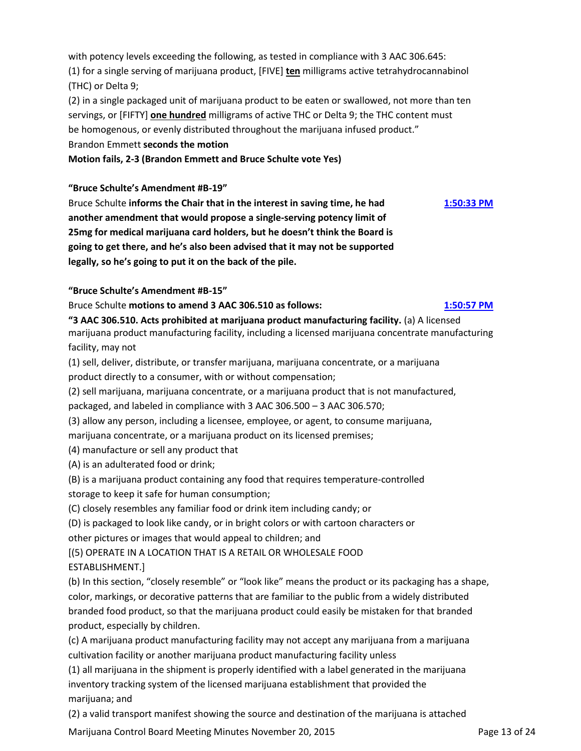with potency levels exceeding the following, as tested in compliance with 3 AAC 306.645:

(1) for a single serving of marijuana product, [FIVE] **ten** milligrams active tetrahydrocannabinol (THC) or Delta 9;

(2) in a single packaged unit of marijuana product to be eaten or swallowed, not more than ten servings, or [FIFTY] **one hundred** milligrams of active THC or Delta 9; the THC content must be homogenous, or evenly distributed throughout the marijuana infused product."

Brandon Emmett **seconds the motion**

**Motion fails, 2-3 (Brandon Emmett and Bruce Schulte vote Yes)**

**"Bruce Schulte's Amendment #B-19"**

Bruce Schulte **informs the Chair that in the interest in saving time, he had another amendment that would propose a single-serving potency limit of 25mg for medical marijuana card holders, but he doesn't think the Board is going to get there, and he's also been advised that it may not be supported legally, so he's going to put it on the back of the pile.** 1:50:33 PM

**"Bruce Schulte's Amendment #B-15"**

Bruce Schulte **motions to amend 3 AAC 306.510 as follows:** 1:50:57 PM

**"3 AAC 306.510. Acts prohibited at marijuana product manufacturing facility.** (a) A licensed marijuana product manufacturing facility, including a licensed marijuana concentrate manufacturing facility, may not

(1) sell, deliver, distribute, or transfer marijuana, marijuana concentrate, or a marijuana product directly to a consumer, with or without compensation;

(2) sell marijuana, marijuana concentrate, or a marijuana product that is not manufactured, packaged, and labeled in compliance with 3 AAC 306.500 – 3 AAC 306.570;

(3) allow any person, including a licensee, employee, or agent, to consume marijuana, marijuana concentrate, or a marijuana product on its licensed premises;

(4) manufacture or sell any product that

(A) is an adulterated food or drink;

(B) is a marijuana product containing any food that requires temperature-controlled storage to keep it safe for human consumption;

(C) closely resembles any familiar food or drink item including candy; or

(D) is packaged to look like candy, or in bright colors or with cartoon characters or other pictures or images that would appeal to children; and

[(5) OPERATE IN A LOCATION THAT IS A RETAIL OR WHOLESALE FOOD ESTABLISHMENT.]

(b) In this section, "closely resemble" or "look like" means the product or its packaging has a shape, color, markings, or decorative patterns that are familiar to the public from a widely distributed branded food product, so that the marijuana product could easily be mistaken for that branded product, especially by children.

(c) A marijuana product manufacturing facility may not accept any marijuana from a marijuana cultivation facility or another marijuana product manufacturing facility unless

(1) all marijuana in the shipment is properly identified with a label generated in the marijuana inventory tracking system of the licensed marijuana establishment that provided the marijuana; and

(2) a valid transport manifest showing the source and destination of the marijuana is attached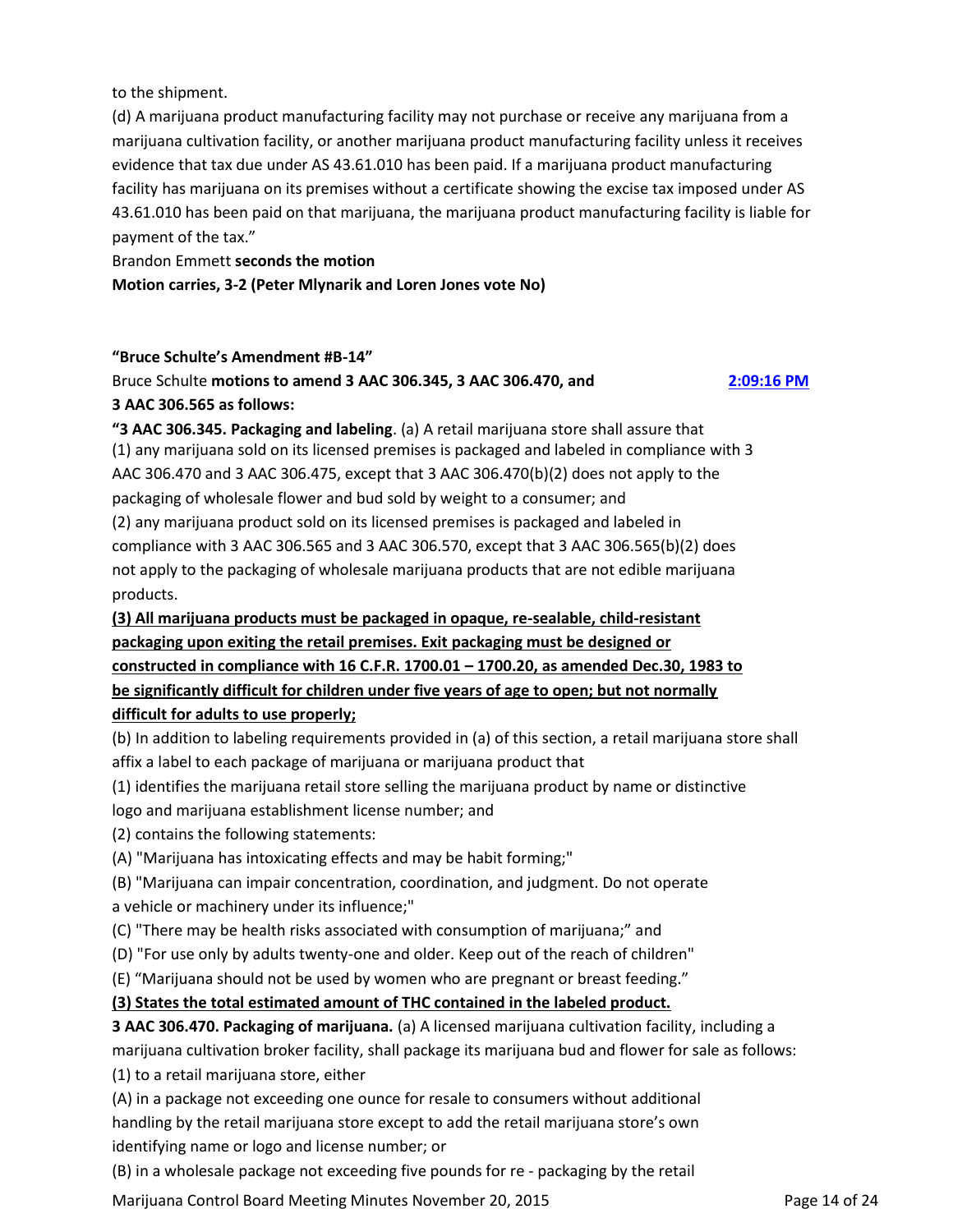to the shipment.

(d) A marijuana product manufacturing facility may not purchase or receive any marijuana from a marijuana cultivation facility, or another marijuana product manufacturing facility unless it receives evidence that tax due under AS 43.61.010 has been paid. If a marijuana product manufacturing facility has marijuana on its premises without a certificate showing the excise tax imposed under AS 43.61.010 has been paid on that marijuana, the marijuana product manufacturing facility is liable for payment of the tax."

Brandon Emmett **seconds the motion**

**Motion carries, 3-2 (Peter Mlynarik and Loren Jones vote No)**

**"Bruce Schulte's Amendment #B-14"**

Bruce Schulte **motions to amend 3 AAC 306.345, 3 AAC 306.470, and 3 AAC 306.565 as follows:** [2:09:16 PM]

**"3 AAC 306.345. Packaging and labeling**. (a) A retail marijuana store shall assure that

(1) any marijuana sold on its licensed premises is packaged and labeled in compliance with 3 AAC 306.470 and 3 AAC 306.475, except that 3 AAC 306.470(b)(2) does not apply to the packaging of wholesale flower and bud sold by weight to a consumer; and

(2) any marijuana product sold on its licensed premises is packaged and labeled in compliance with 3 AAC 306.565 and 3 AAC 306.570, except that 3 AAC 306.565(b)(2) does not apply to the packaging of wholesale marijuana products that are not edible marijuana products.

**(3) All marijuana products must be packaged in opaque, re-sealable, child-resistant packaging upon exiting the retail premises. Exit packaging must be designed or constructed in compliance with 16 C.F.R. 1700.01 – 1700.20, as amended Dec.30, 1983 to be significantly difficult for children under five years of age to open; but not normally difficult for adults to use properly;**

(b) In addition to labeling requirements provided in (a) of this section, a retail marijuana store shall affix a label to each package of marijuana or marijuana product that

(1) identifies the marijuana retail store selling the marijuana product by name or distinctive logo and marijuana establishment license number; and

(2) contains the following statements:

(A) "Marijuana has intoxicating effects and may be habit forming;"

(B) "Marijuana can impair concentration, coordination, and judgment. Do not operate a vehicle or machinery under its influence;"

(C) "There may be health risks associated with consumption of marijuana;" and

(D) "For use only by adults twenty-one and older. Keep out of the reach of children"

(E) "Marijuana should not be used by women who are pregnant or breast feeding."

**(3) States the total estimated amount of THC contained in the labeled product.**

**3 AAC 306.470. Packaging of marijuana.** (a) A licensed marijuana cultivation facility, including a marijuana cultivation broker facility, shall package its marijuana bud and flower for sale as follows:

(1) to a retail marijuana store, either

(A) in a package not exceeding one ounce for resale to consumers without additional handling by the retail marijuana store except to add the retail marijuana store's own identifying name or logo and license number; or

(B) in a wholesale package not exceeding five pounds for re - packaging by the retail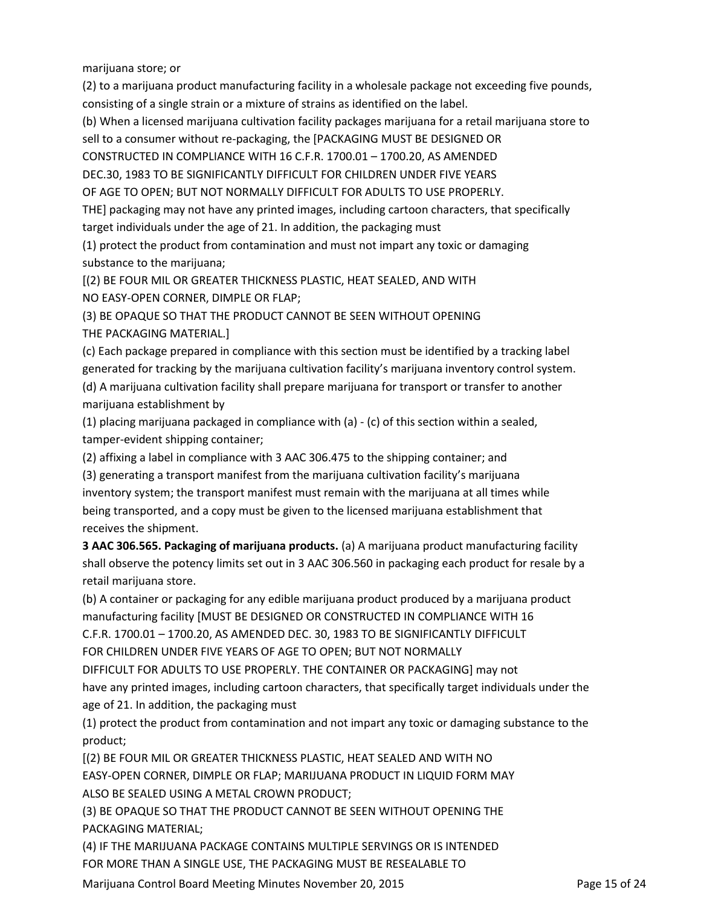marijuana store; or

(2) to a marijuana product manufacturing facility in a wholesale package not exceeding five pounds, consisting of a single strain or a mixture of strains as identified on the label.

(b) When a licensed marijuana cultivation facility packages marijuana for a retail marijuana store to sell to a consumer without re-packaging, the [PACKAGING MUST BE DESIGNED OR CONSTRUCTED IN COMPLIANCE WITH 16 C.F.R. 1700.01 – 1700.20, AS AMENDED DEC.30, 1983 TO BE SIGNIFICANTLY DIFFICULT FOR CHILDREN UNDER FIVE YEARS OF AGE TO OPEN; BUT NOT NORMALLY DIFFICULT FOR ADULTS TO USE PROPERLY. THE] packaging may not have any printed images, including cartoon characters, that specifically target individuals under the age of 21. In addition, the packaging must

(1) protect the product from contamination and must not impart any toxic or damaging substance to the marijuana;

[(2) BE FOUR MIL OR GREATER THICKNESS PLASTIC, HEAT SEALED, AND WITH NO EASY-OPEN CORNER, DIMPLE OR FLAP;

(3) BE OPAQUE SO THAT THE PRODUCT CANNOT BE SEEN WITHOUT OPENING THE PACKAGING MATERIAL.]

(c) Each package prepared in compliance with this section must be identified by a tracking label generated for tracking by the marijuana cultivation facility's marijuana inventory control system.

(d) A marijuana cultivation facility shall prepare marijuana for transport or transfer to another marijuana establishment by

(1) placing marijuana packaged in compliance with (a) - (c) of this section within a sealed, tamper-evident shipping container;

(2) affixing a label in compliance with 3 AAC 306.475 to the shipping container; and

(3) generating a transport manifest from the marijuana cultivation facility's marijuana inventory system; the transport manifest must remain with the marijuana at all times while being transported, and a copy must be given to the licensed marijuana establishment that receives the shipment.

**3 AAC 306.565. Packaging of marijuana products.** (a) A marijuana product manufacturing facility shall observe the potency limits set out in 3 AAC 306.560 in packaging each product for resale by a retail marijuana store.

(b) A container or packaging for any edible marijuana product produced by a marijuana product manufacturing facility [MUST BE DESIGNED OR CONSTRUCTED IN COMPLIANCE WITH 16 C.F.R. 1700.01 – 1700.20, AS AMENDED DEC. 30, 1983 TO BE SIGNIFICANTLY DIFFICULT FOR CHILDREN UNDER FIVE YEARS OF AGE TO OPEN; BUT NOT NORMALLY DIFFICULT FOR ADULTS TO USE PROPERLY. THE CONTAINER OR PACKAGING] may not have any printed images, including cartoon characters, that specifically target individuals under the age of 21. In addition, the packaging must

(1) protect the product from contamination and not impart any toxic or damaging substance to the product;

[(2) BE FOUR MIL OR GREATER THICKNESS PLASTIC, HEAT SEALED AND WITH NO EASY-OPEN CORNER, DIMPLE OR FLAP; MARIJUANA PRODUCT IN LIQUID FORM MAY ALSO BE SEALED USING A METAL CROWN PRODUCT;

(3) BE OPAQUE SO THAT THE PRODUCT CANNOT BE SEEN WITHOUT OPENING THE PACKAGING MATERIAL;

(4) IF THE MARIJUANA PACKAGE CONTAINS MULTIPLE SERVINGS OR IS INTENDED FOR MORE THAN A SINGLE USE, THE PACKAGING MUST BE RESEALABLE TO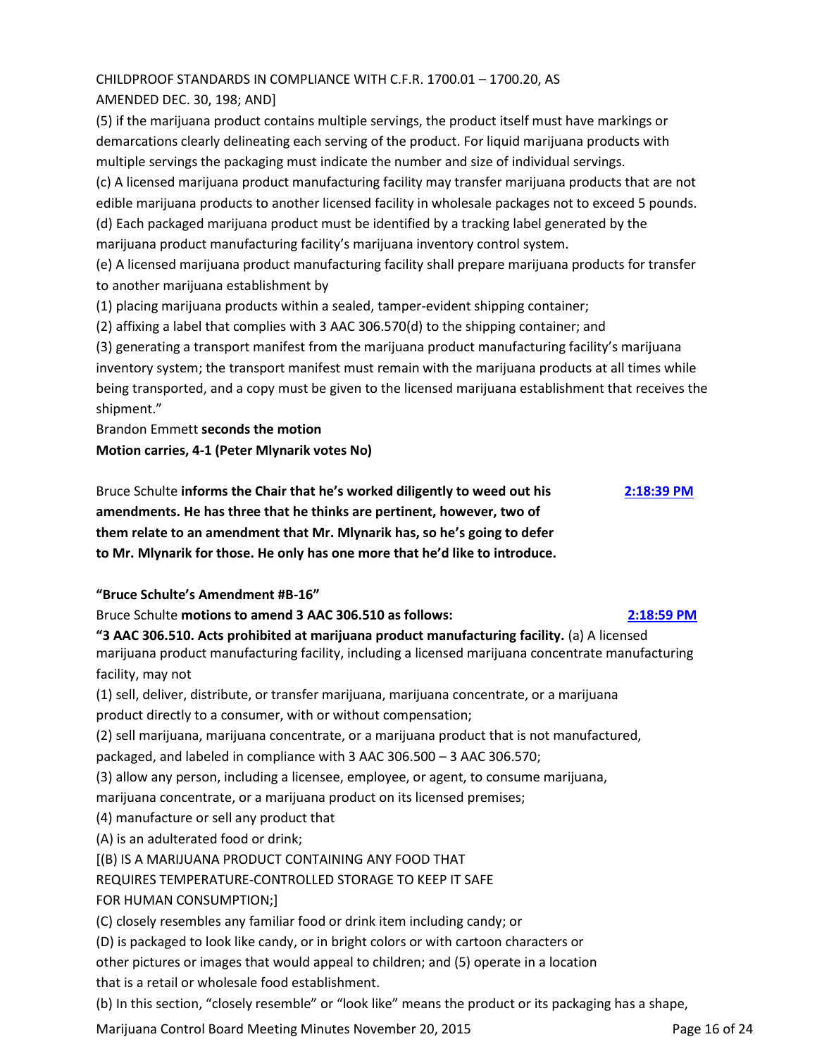CHILDPROOF STANDARDS IN COMPLIANCE WITH C.F.R. 1700.01 – 1700.20, AS AMENDED DEC. 30, 198; AND]

(5) if the marijuana product contains multiple servings, the product itself must have markings or demarcations clearly delineating each serving of the product. For liquid marijuana products with multiple servings the packaging must indicate the number and size of individual servings.

(c) A licensed marijuana product manufacturing facility may transfer marijuana products that are not edible marijuana products to another licensed facility in wholesale packages not to exceed 5 pounds.

(d) Each packaged marijuana product must be identified by a tracking label generated by the marijuana product manufacturing facility's marijuana inventory control system.

(e) A licensed marijuana product manufacturing facility shall prepare marijuana products for transfer to another marijuana establishment by

(1) placing marijuana products within a sealed, tamper-evident shipping container;

(2) affixing a label that complies with 3 AAC 306.570(d) to the shipping container; and

(3) generating a transport manifest from the marijuana product manufacturing facility's marijuana inventory system; the transport manifest must remain with the marijuana products at all times while being transported, and a copy must be given to the licensed marijuana establishment that receives the shipment."

Brandon Emmett **seconds the motion**

**Motion carries, 4-1 (Peter Mlynarik votes No)**

Bruce Schulte **informs the Chair that he's worked diligently to weed out his amendments. He has three that he thinks are pertinent, however, two of them relate to an amendment that Mr. Mlynarik has, so he's going to defer to Mr. Mlynarik for those. He only has one more that he'd like to introduce.** [2:18:39 PM]

**"Bruce Schulte's Amendment #B-16"**

Bruce Schulte **motions to amend 3 AAC 306.510 as follows:** [2:18:59 PM]

**"3 AAC 306.510. Acts prohibited at marijuana product manufacturing facility.** (a) A licensed marijuana product manufacturing facility, including a licensed marijuana concentrate manufacturing facility, may not

(1) sell, deliver, distribute, or transfer marijuana, marijuana concentrate, or a marijuana product directly to a consumer, with or without compensation;

(2) sell marijuana, marijuana concentrate, or a marijuana product that is not manufactured, packaged, and labeled in compliance with 3 AAC 306.500 – 3 AAC 306.570;

(3) allow any person, including a licensee, employee, or agent, to consume marijuana, marijuana concentrate, or a marijuana product on its licensed premises;

(4) manufacture or sell any product that

(A) is an adulterated food or drink;

[(B) IS A MARIJUANA PRODUCT CONTAINING ANY FOOD THAT REQUIRES TEMPERATURE-CONTROLLED STORAGE TO KEEP IT SAFE FOR HUMAN CONSUMPTION;]

(C) closely resembles any familiar food or drink item including candy; or

(D) is packaged to look like candy, or in bright colors or with cartoon characters or other pictures or images that would appeal to children; and (5) operate in a location that is a retail or wholesale food establishment.

(b) In this section, "closely resemble" or "look like" means the product or its packaging has a shape,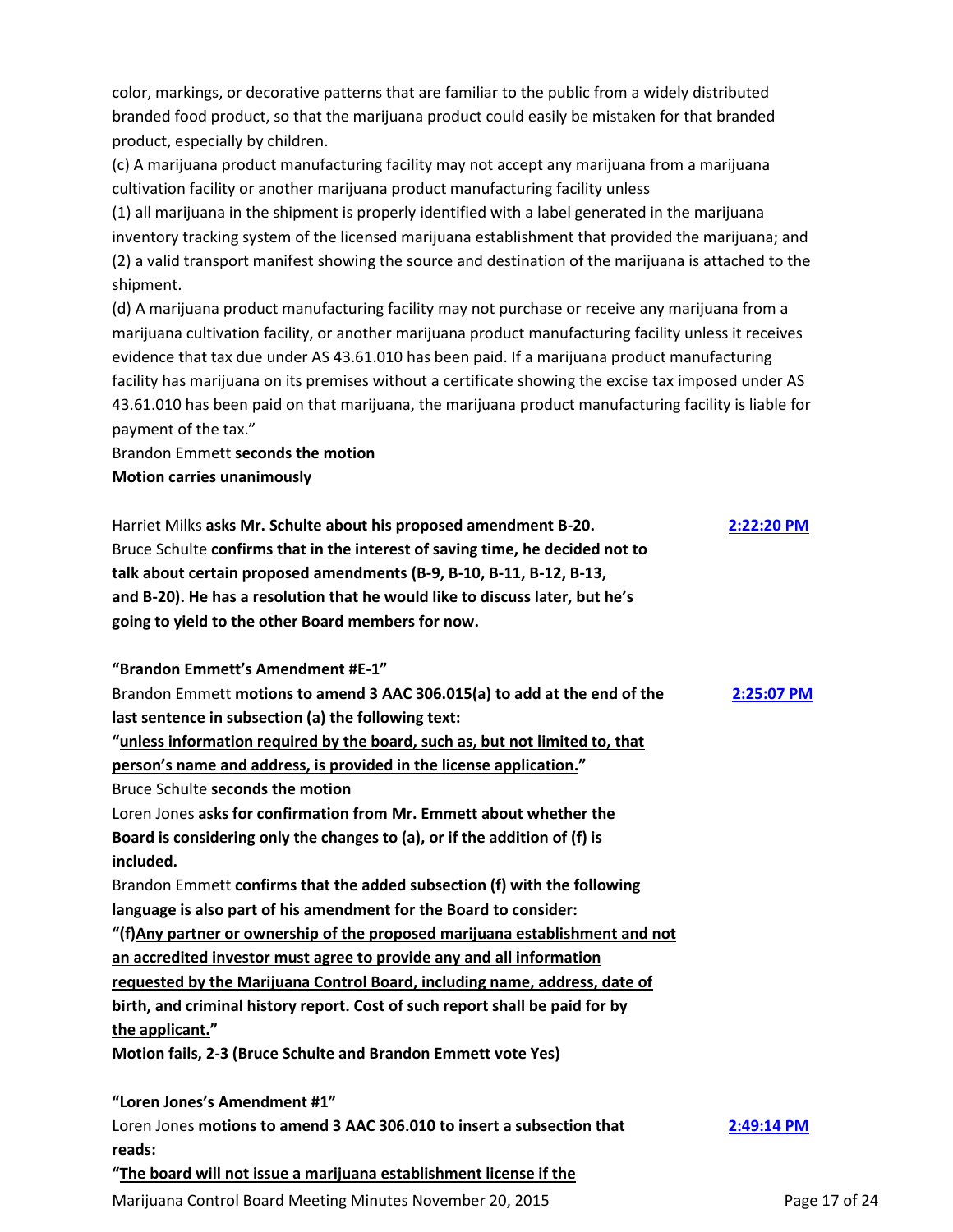color, markings, or decorative patterns that are familiar to the public from a widely distributed branded food product, so that the marijuana product could easily be mistaken for that branded product, especially by children.

(c) A marijuana product manufacturing facility may not accept any marijuana from a marijuana cultivation facility or another marijuana product manufacturing facility unless

(1) all marijuana in the shipment is properly identified with a label generated in the marijuana inventory tracking system of the licensed marijuana establishment that provided the marijuana; and

(2) a valid transport manifest showing the source and destination of the marijuana is attached to the shipment.

(d) A marijuana product manufacturing facility may not purchase or receive any marijuana from a marijuana cultivation facility, or another marijuana product manufacturing facility unless it receives evidence that tax due under AS 43.61.010 has been paid. If a marijuana product manufacturing facility has marijuana on its premises without a certificate showing the excise tax imposed under AS 43.61.010 has been paid on that marijuana, the marijuana product manufacturing facility is liable for payment of the tax."

Brandon Emmett **seconds the motion**

**Motion carries unanimously**

Harriet Milks **asks Mr. Schulte about his proposed amendment B-20.** 2:22:20 PM

Bruce Schulte **confirms that in the interest of saving time, he decided not to talk about certain proposed amendments (B-9, B-10, B-11, B-12, B-13, and B-20). He has a resolution that he would like to discuss later, but he's going to yield to the other Board members for now.**

**"Brandon Emmett's Amendment #E-1"**

Brandon Emmett **motions to amend 3 AAC 306.015(a) to add at the end of the last sentence in subsection (a) the following text:** 2:25:07 PM

**"unless information required by the board, such as, but not limited to, that person's name and address, is provided in the license application."**

Bruce Schulte **seconds the motion**

Loren Jones **asks for confirmation from Mr. Emmett about whether the Board is considering only the changes to (a), or if the addition of (f) is included.**

Brandon Emmett **confirms that the added subsection (f) with the following language is also part of his amendment for the Board to consider:**

**"(f)Any partner or ownership of the proposed marijuana establishment and not an accredited investor must agree to provide any and all information requested by the Marijuana Control Board, including name, address, date of birth, and criminal history report. Cost of such report shall be paid for by the applicant."**

**Motion fails, 2-3 (Bruce Schulte and Brandon Emmett vote Yes)**

**"Loren Jones's Amendment #1"**

Loren Jones **motions to amend 3 AAC 306.010 to insert a subsection that reads:** 2:49:14 PM

**"The board will not issue a marijuana establishment license if the**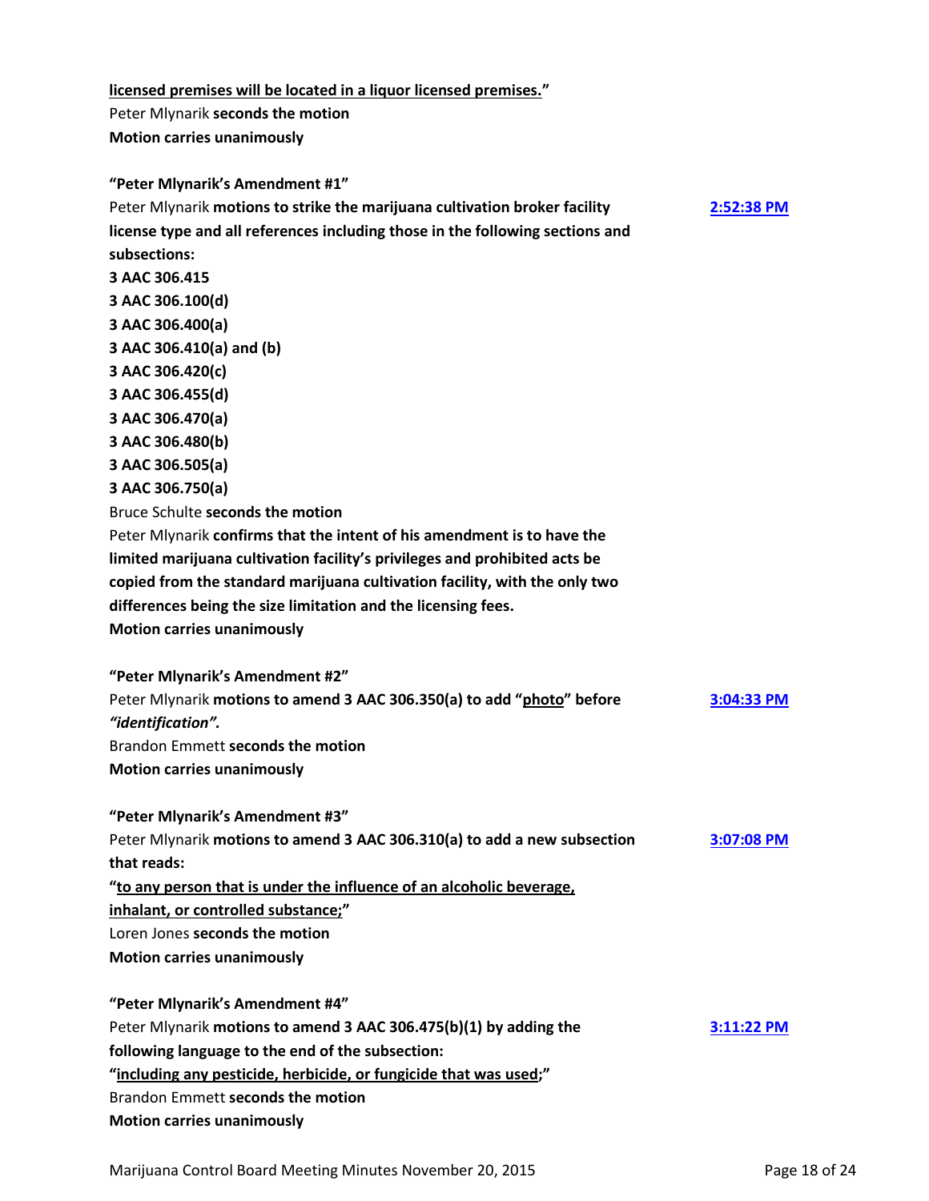**licensed premises will be located in a liquor licensed premises."**
Peter Mlynarik **seconds the motion**
**Motion carries unanimously**

**"Peter Mlynarik's Amendment #1"**
Peter Mlynarik **motions to strike the marijuana cultivation broker facility license type and all references including those in the following sections and subsections:** 2:52:38 PM
**3 AAC 306.415**
**3 AAC 306.100(d)**
**3 AAC 306.400(a)**
**3 AAC 306.410(a) and (b)**
**3 AAC 306.420(c)**
**3 AAC 306.455(d)**
**3 AAC 306.470(a)**
**3 AAC 306.480(b)**
**3 AAC 306.505(a)**
**3 AAC 306.750(a)**
Bruce Schulte **seconds the motion**
Peter Mlynarik **confirms that the intent of his amendment is to have the limited marijuana cultivation facility's privileges and prohibited acts be copied from the standard marijuana cultivation facility, with the only two differences being the size limitation and the licensing fees.**
**Motion carries unanimously**

**"Peter Mlynarik's Amendment #2"**
Peter Mlynarik **motions to amend 3 AAC 306.350(a) to add "photo" before *"identification".*** 3:04:33 PM
Brandon Emmett **seconds the motion**
**Motion carries unanimously**

**"Peter Mlynarik's Amendment #3"**
Peter Mlynarik **motions to amend 3 AAC 306.310(a) to add a new subsection that reads:** 3:07:08 PM
**"to any person that is under the influence of an alcoholic beverage, inhalant, or controlled substance;"**
Loren Jones **seconds the motion**
**Motion carries unanimously**

**"Peter Mlynarik's Amendment #4"**
Peter Mlynarik **motions to amend 3 AAC 306.475(b)(1) by adding the following language to the end of the subsection:** 3:11:22 PM
**"including any pesticide, herbicide, or fungicide that was used;"**
Brandon Emmett **seconds the motion**
**Motion carries unanimously**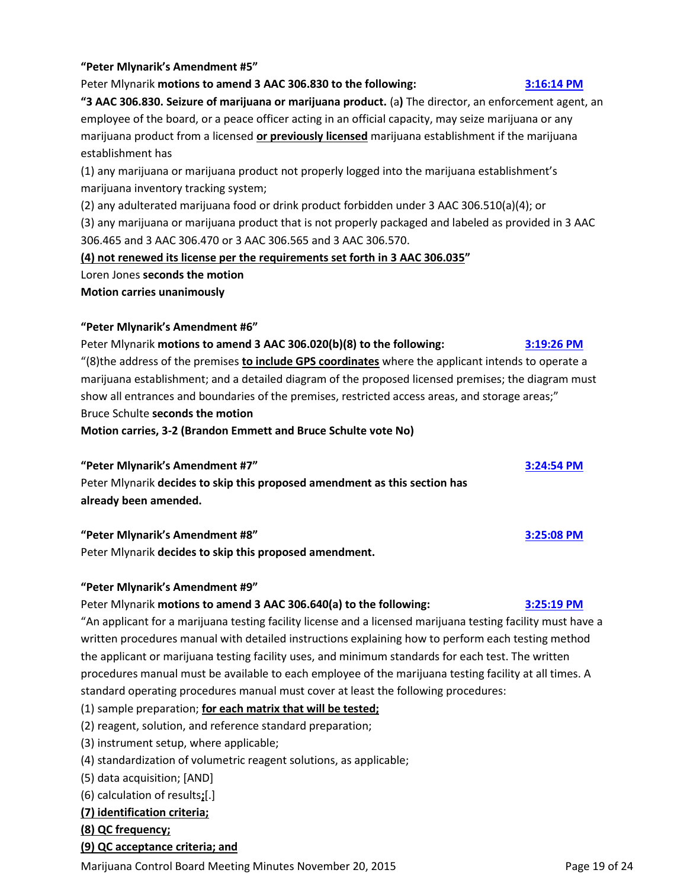**"Peter Mlynarik's Amendment #5"**

Peter Mlynarik **motions to amend 3 AAC 306.830 to the following:** 3:16:14 PM

**"3 AAC 306.830. Seizure of marijuana or marijuana product.** (a**)** The director, an enforcement agent, an employee of the board, or a peace officer acting in an official capacity, may seize marijuana or any marijuana product from a licensed **<u>or previously licensed</u>** marijuana establishment if the marijuana establishment has

(1) any marijuana or marijuana product not properly logged into the marijuana establishment's marijuana inventory tracking system;

(2) any adulterated marijuana food or drink product forbidden under 3 AAC 306.510(a)(4); or

(3) any marijuana or marijuana product that is not properly packaged and labeled as provided in 3 AAC 306.465 and 3 AAC 306.470 or 3 AAC 306.565 and 3 AAC 306.570.

**<u>(4) not renewed its license per the requirements set forth in 3 AAC 306.035</u>"**

Loren Jones **seconds the motion**

**Motion carries unanimously**

**"Peter Mlynarik's Amendment #6"**

Peter Mlynarik **motions to amend 3 AAC 306.020(b)(8) to the following:** 3:19:26 PM

"(8)the address of the premises **<u>to include GPS coordinates</u>** where the applicant intends to operate a marijuana establishment; and a detailed diagram of the proposed licensed premises; the diagram must show all entrances and boundaries of the premises, restricted access areas, and storage areas;"

Bruce Schulte **seconds the motion**

**Motion carries, 3-2 (Brandon Emmett and Bruce Schulte vote No)**

**"Peter Mlynarik's Amendment #7"** 3:24:54 PM

Peter Mlynarik **decides to skip this proposed amendment as this section has already been amended.**

**"Peter Mlynarik's Amendment #8"** 3:25:08 PM

Peter Mlynarik **decides to skip this proposed amendment.**

**"Peter Mlynarik's Amendment #9"**

Peter Mlynarik **motions to amend 3 AAC 306.640(a) to the following:** 3:25:19 PM

"An applicant for a marijuana testing facility license and a licensed marijuana testing facility must have a written procedures manual with detailed instructions explaining how to perform each testing method the applicant or marijuana testing facility uses, and minimum standards for each test. The written procedures manual must be available to each employee of the marijuana testing facility at all times. A standard operating procedures manual must cover at least the following procedures:

(1) sample preparation; **<u>for each matrix that will be tested;</u>**

(2) reagent, solution, and reference standard preparation;

(3) instrument setup, where applicable;

(4) standardization of volumetric reagent solutions, as applicable;

(5) data acquisition; [AND]

(6) calculation of results**<u>;</u>**[.]

**<u>(7) identification criteria;</u>**

**<u>(8) QC frequency;</u>**

**<u>(9) QC acceptance criteria; and</u>**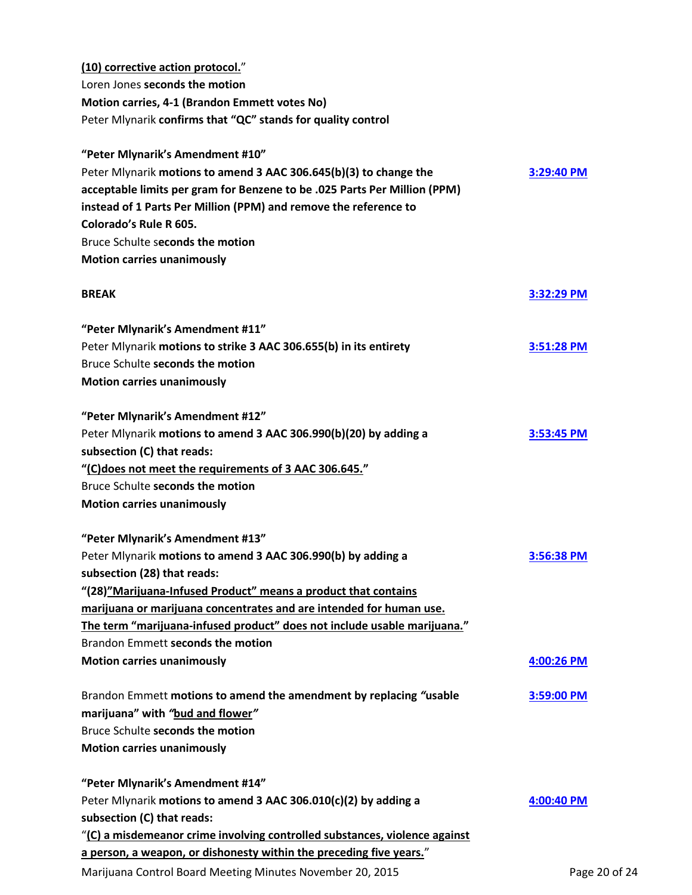<u>**(10) corrective action protocol.**</u>"
Loren Jones **seconds the motion**
**Motion carries, 4-1 (Brandon Emmett votes No)**
Peter Mlynarik **confirms that "QC" stands for quality control**

**"Peter Mlynarik's Amendment #10"**
Peter Mlynarik **motions to amend 3 AAC 306.645(b)(3) to change the acceptable limits per gram for Benzene to be .025 Parts Per Million (PPM) instead of 1 Parts Per Million (PPM) and remove the reference to Colorado's Rule R 605.** — 3:29:40 PM
Bruce Schulte s**econds the motion**
**Motion carries unanimously**

**BREAK** — 3:32:29 PM

**"Peter Mlynarik's Amendment #11"**
Peter Mlynarik **motions to strike 3 AAC 306.655(b) in its entirety** — 3:51:28 PM
Bruce Schulte **seconds the motion**
**Motion carries unanimously**

**"Peter Mlynarik's Amendment #12"**
Peter Mlynarik **motions to amend 3 AAC 306.990(b)(20) by adding a subsection (C) that reads:** — 3:53:45 PM
**"<u>(C)does not meet the requirements of 3 AAC 306.645.</u>"**
Bruce Schulte **seconds the motion**
**Motion carries unanimously**

**"Peter Mlynarik's Amendment #13"**
Peter Mlynarik **motions to amend 3 AAC 306.990(b) by adding a subsection (28) that reads:** — 3:56:38 PM
**"<u>(28)"Marijuana-Infused Product" means a product that contains marijuana or marijuana concentrates and are intended for human use. The term "marijuana-infused product" does not include usable marijuana.</u>"**
Brandon Emmett **seconds the motion**
**Motion carries unanimously** — 4:00:26 PM

Brandon Emmett **motions to amend the amendment by replacing *"*usable marijuana" with *"*<u>bud and flower</u>*"*** — 3:59:00 PM
Bruce Schulte **seconds the motion**
**Motion carries unanimously**

**"Peter Mlynarik's Amendment #14"**
Peter Mlynarik **motions to amend 3 AAC 306.010(c)(2) by adding a subsection (C) that reads:** — 4:00:40 PM
"<u>**(C) a misdemeanor crime involving controlled substances, violence against a person, a weapon, or dishonesty within the preceding five years.**</u>"

Marijuana Control Board Meeting Minutes November 20, 2015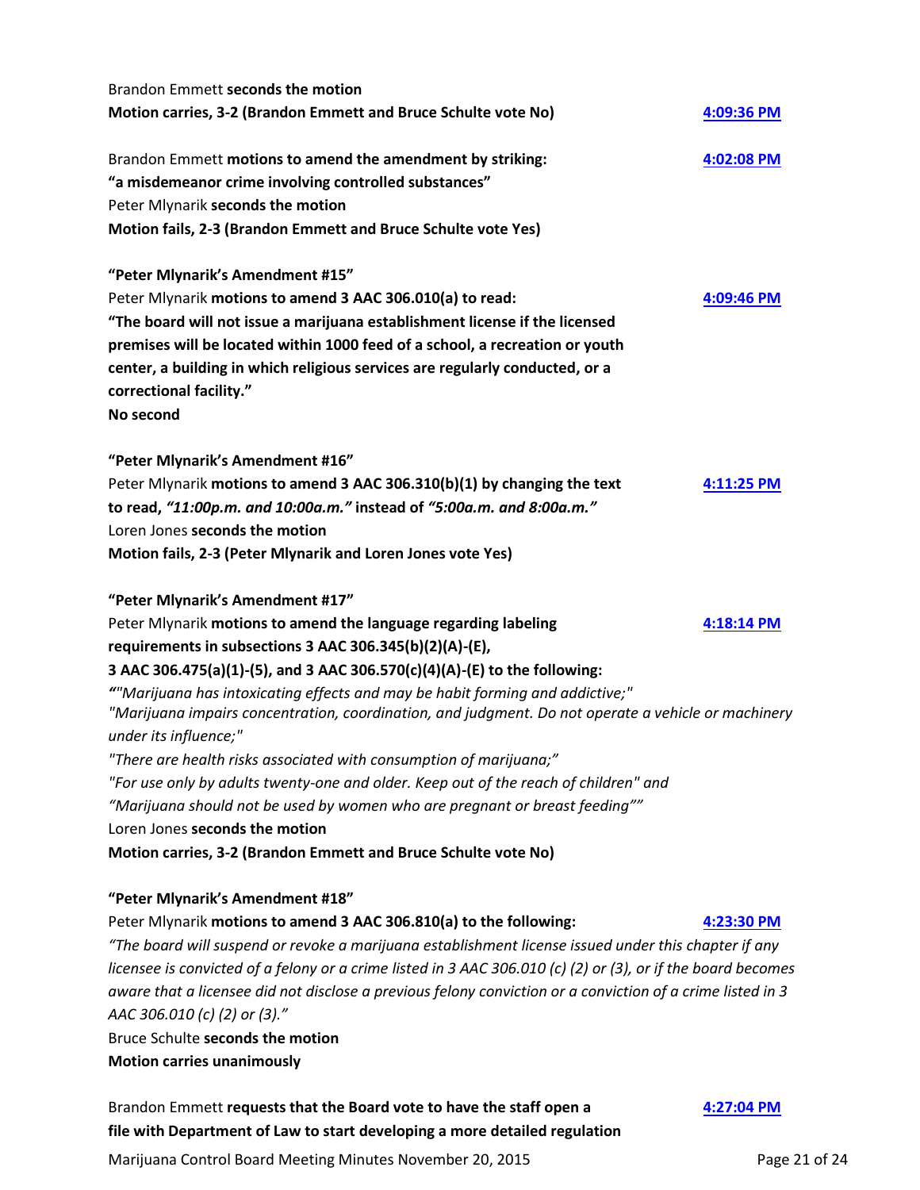Brandon Emmett **seconds the motion**

**Motion carries, 3-2 (Brandon Emmett and Bruce Schulte vote No)** **4:09:36 PM**

Brandon Emmett **motions to amend the amendment by striking:** **4:02:08 PM**
**"a misdemeanor crime involving controlled substances"**
Peter Mlynarik **seconds the motion**
**Motion fails, 2-3 (Brandon Emmett and Bruce Schulte vote Yes)**

**"Peter Mlynarik's Amendment #15"**
Peter Mlynarik **motions to amend 3 AAC 306.010(a) to read:** **4:09:46 PM**
**"The board will not issue a marijuana establishment license if the licensed premises will be located within 1000 feed of a school, a recreation or youth center, a building in which religious services are regularly conducted, or a correctional facility."**
**No second**

**"Peter Mlynarik's Amendment #16"**
Peter Mlynarik **motions to amend 3 AAC 306.310(b)(1) by changing the text to read, *"11:00p.m. and 10:00a.m."* instead of *"5:00a.m. and 8:00a.m."*** **4:11:25 PM**
Loren Jones **seconds the motion**
**Motion fails, 2-3 (Peter Mlynarik and Loren Jones vote Yes)**

**"Peter Mlynarik's Amendment #17"**
Peter Mlynarik **motions to amend the language regarding labeling requirements in subsections 3 AAC 306.345(b)(2)(A)-(E), 3 AAC 306.475(a)(1)-(5), and 3 AAC 306.570(c)(4)(A)-(E) to the following:** **4:18:14 PM**
*""Marijuana has intoxicating effects and may be habit forming and addictive;"*
*"Marijuana impairs concentration, coordination, and judgment. Do not operate a vehicle or machinery under its influence;"*
*"There are health risks associated with consumption of marijuana;"*
*"For use only by adults twenty-one and older. Keep out of the reach of children" and*
*"Marijuana should not be used by women who are pregnant or breast feeding""*
Loren Jones **seconds the motion**
**Motion carries, 3-2 (Brandon Emmett and Bruce Schulte vote No)**

**"Peter Mlynarik's Amendment #18"**
Peter Mlynarik **motions to amend 3 AAC 306.810(a) to the following:** **4:23:30 PM**
*"The board will suspend or revoke a marijuana establishment license issued under this chapter if any licensee is convicted of a felony or a crime listed in 3 AAC 306.010 (c) (2) or (3), or if the board becomes aware that a licensee did not disclose a previous felony conviction or a conviction of a crime listed in 3 AAC 306.010 (c) (2) or (3)."*
Bruce Schulte **seconds the motion**
**Motion carries unanimously**

Brandon Emmett **requests that the Board vote to have the staff open a file with Department of Law to start developing a more detailed regulation** **4:27:04 PM**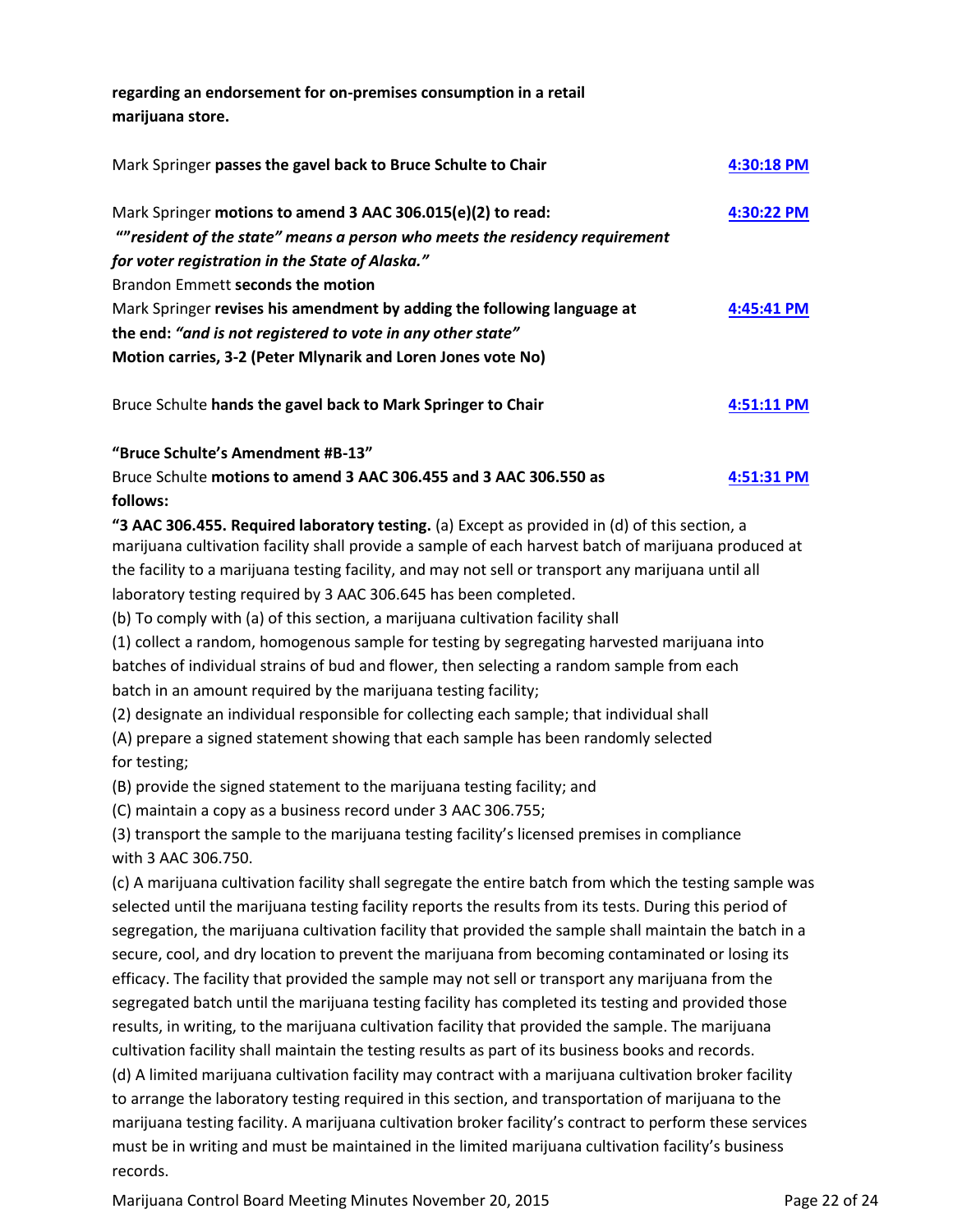**regarding an endorsement for on-premises consumption in a retail marijuana store.**

Mark Springer **passes the gavel back to Bruce Schulte to Chair** **4:30:18 PM**

Mark Springer **motions to amend 3 AAC 306.015(e)(2) to read:** **4:30:22 PM**
**""*resident of the state" means a person who meets the residency requirement for voter registration in the State of Alaska."***
Brandon Emmett **seconds the motion**
Mark Springer **revises his amendment by adding the following language at the end: *"and is not registered to vote in any other state"*** **4:45:41 PM**
**Motion carries, 3-2 (Peter Mlynarik and Loren Jones vote No)**

Bruce Schulte **hands the gavel back to Mark Springer to Chair** **4:51:11 PM**

**"Bruce Schulte's Amendment #B-13"**
Bruce Schulte **motions to amend 3 AAC 306.455 and 3 AAC 306.550 as follows:** **4:51:31 PM**

**"3 AAC 306.455. Required laboratory testing.** (a) Except as provided in (d) of this section, a marijuana cultivation facility shall provide a sample of each harvest batch of marijuana produced at the facility to a marijuana testing facility, and may not sell or transport any marijuana until all laboratory testing required by 3 AAC 306.645 has been completed.
(b) To comply with (a) of this section, a marijuana cultivation facility shall
(1) collect a random, homogenous sample for testing by segregating harvested marijuana into batches of individual strains of bud and flower, then selecting a random sample from each batch in an amount required by the marijuana testing facility;
(2) designate an individual responsible for collecting each sample; that individual shall
(A) prepare a signed statement showing that each sample has been randomly selected for testing;
(B) provide the signed statement to the marijuana testing facility; and
(C) maintain a copy as a business record under 3 AAC 306.755;
(3) transport the sample to the marijuana testing facility's licensed premises in compliance with 3 AAC 306.750.
(c) A marijuana cultivation facility shall segregate the entire batch from which the testing sample was selected until the marijuana testing facility reports the results from its tests. During this period of segregation, the marijuana cultivation facility that provided the sample shall maintain the batch in a secure, cool, and dry location to prevent the marijuana from becoming contaminated or losing its efficacy. The facility that provided the sample may not sell or transport any marijuana from the segregated batch until the marijuana testing facility has completed its testing and provided those results, in writing, to the marijuana cultivation facility that provided the sample. The marijuana cultivation facility shall maintain the testing results as part of its business books and records.
(d) A limited marijuana cultivation facility may contract with a marijuana cultivation broker facility to arrange the laboratory testing required in this section, and transportation of marijuana to the marijuana testing facility. A marijuana cultivation broker facility's contract to perform these services must be in writing and must be maintained in the limited marijuana cultivation facility's business records.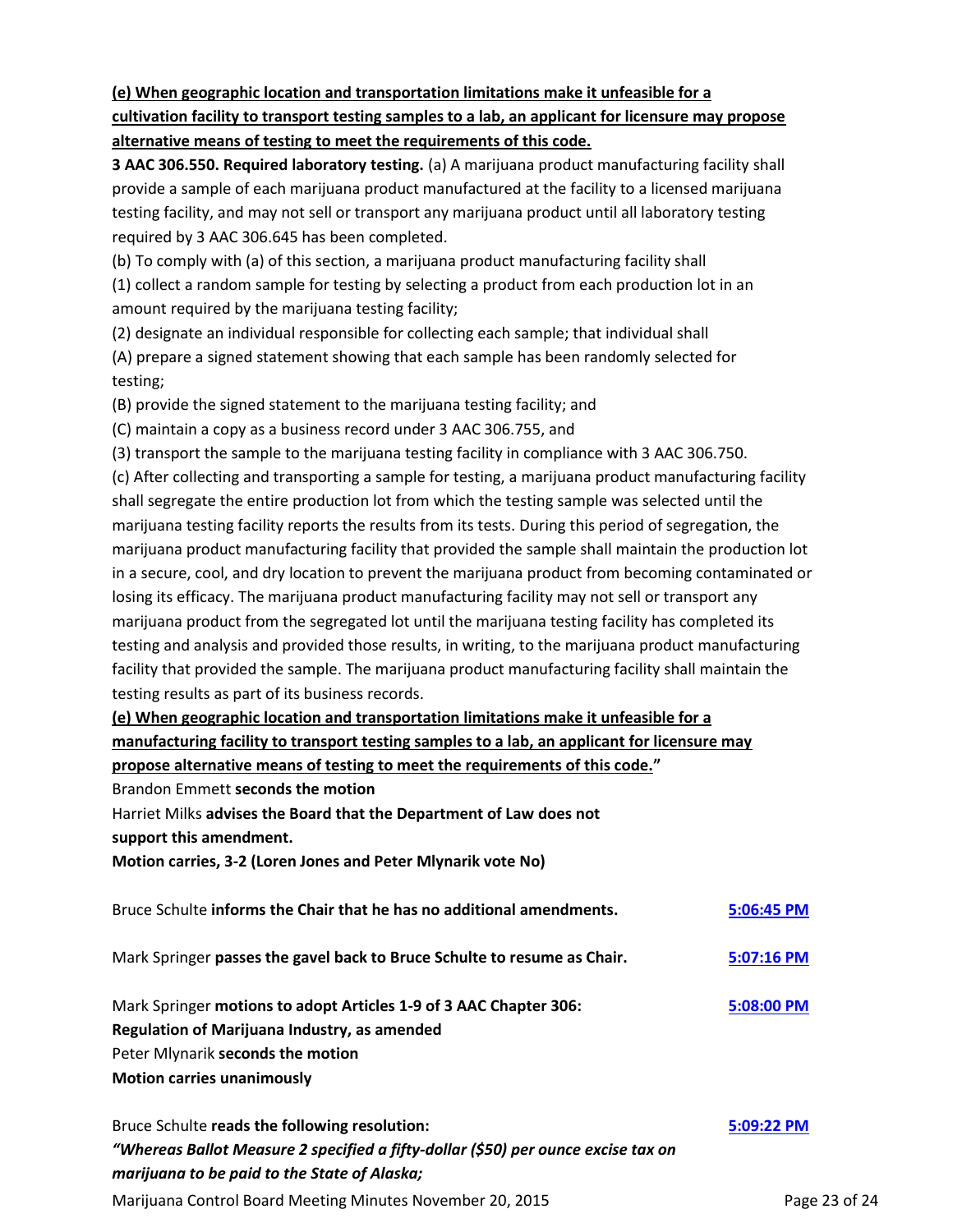**<u>(e) When geographic location and transportation limitations make it unfeasible for a cultivation facility to transport testing samples to a lab, an applicant for licensure may propose alternative means of testing to meet the requirements of this code.</u>**

**3 AAC 306.550. Required laboratory testing.** (a) A marijuana product manufacturing facility shall provide a sample of each marijuana product manufactured at the facility to a licensed marijuana testing facility, and may not sell or transport any marijuana product until all laboratory testing required by 3 AAC 306.645 has been completed.

(b) To comply with (a) of this section, a marijuana product manufacturing facility shall

(1) collect a random sample for testing by selecting a product from each production lot in an amount required by the marijuana testing facility;

(2) designate an individual responsible for collecting each sample; that individual shall

(A) prepare a signed statement showing that each sample has been randomly selected for testing;

(B) provide the signed statement to the marijuana testing facility; and

(C) maintain a copy as a business record under 3 AAC 306.755, and

(3) transport the sample to the marijuana testing facility in compliance with 3 AAC 306.750.

(c) After collecting and transporting a sample for testing, a marijuana product manufacturing facility shall segregate the entire production lot from which the testing sample was selected until the marijuana testing facility reports the results from its tests. During this period of segregation, the marijuana product manufacturing facility that provided the sample shall maintain the production lot in a secure, cool, and dry location to prevent the marijuana product from becoming contaminated or losing its efficacy. The marijuana product manufacturing facility may not sell or transport any marijuana product from the segregated lot until the marijuana testing facility has completed its testing and analysis and provided those results, in writing, to the marijuana product manufacturing facility that provided the sample. The marijuana product manufacturing facility shall maintain the testing results as part of its business records.

**<u>(e) When geographic location and transportation limitations make it unfeasible for a manufacturing facility to transport testing samples to a lab, an applicant for licensure may propose alternative means of testing to meet the requirements of this code.</u>"**

Brandon Emmett **seconds the motion**

Harriet Milks **advises the Board that the Department of Law does not support this amendment.**

**Motion carries, 3-2 (Loren Jones and Peter Mlynarik vote No)**

Bruce Schulte **informs the Chair that he has no additional amendments.** 5:06:45 PM

Mark Springer **passes the gavel back to Bruce Schulte to resume as Chair.** 5:07:16 PM

Mark Springer **motions to adopt Articles 1-9 of 3 AAC Chapter 306: Regulation of Marijuana Industry, as amended** 5:08:00 PM

Peter Mlynarik **seconds the motion**

**Motion carries unanimously**

Bruce Schulte **reads the following resolution:** 5:09:22 PM

***"Whereas Ballot Measure 2 specified a fifty-dollar ($50) per ounce excise tax on marijuana to be paid to the State of Alaska;***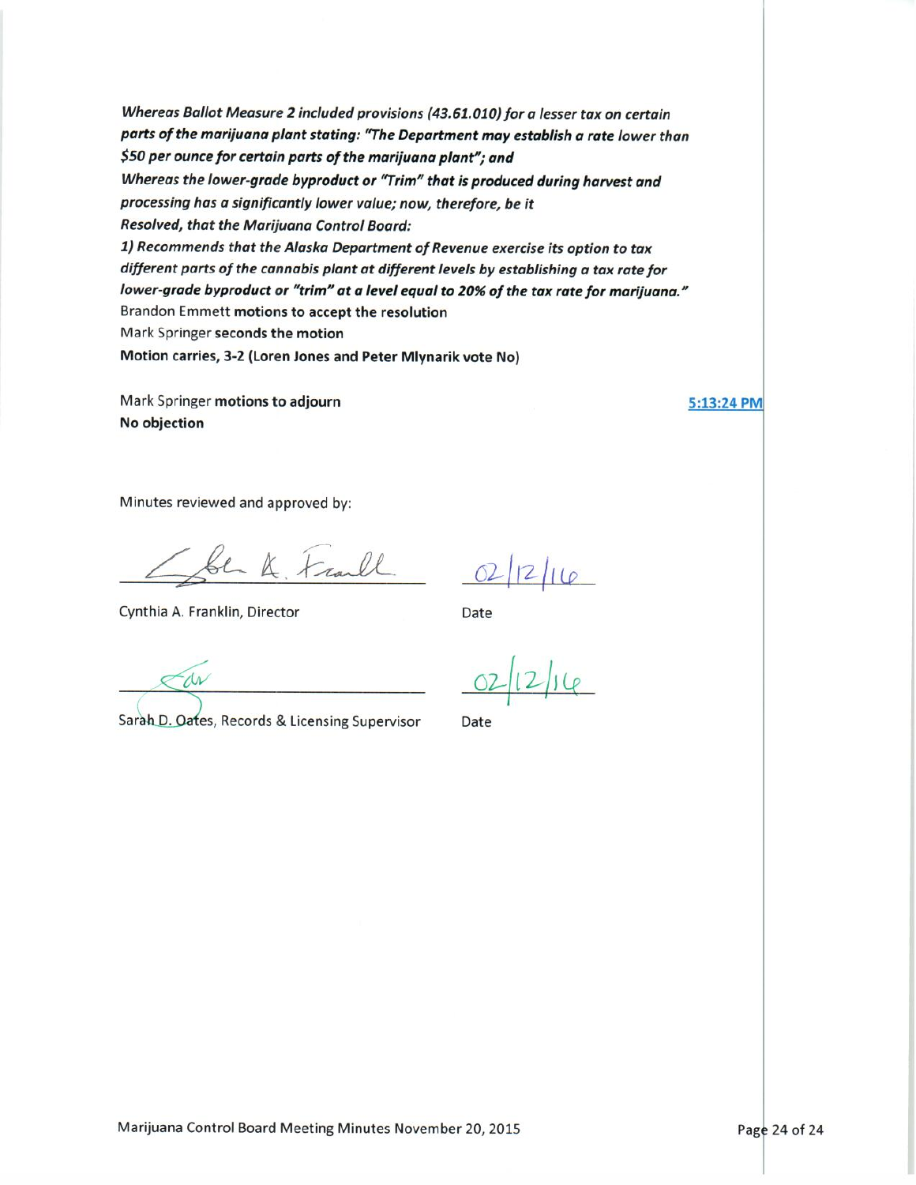***Whereas Ballot Measure 2 included provisions (43.61.010) for a lesser tax on certain parts of the marijuana plant stating: "The Department may establish a rate lower than $50 per ounce for certain parts of the marijuana plant"; and***

***Whereas the lower-grade byproduct or "Trim" that is produced during harvest and processing has a significantly lower value; now, therefore, be it***

***Resolved, that the Marijuana Control Board:***

***1) Recommends that the Alaska Department of Revenue exercise its option to tax different parts of the cannabis plant at different levels by establishing a tax rate for lower-grade byproduct or "trim" at a level equal to 20% of the tax rate for marijuana."***

Brandon Emmett **motions to accept the resolution**

Mark Springer **seconds the motion**

**Motion carries, 3-2 (Loren Jones and Peter Mlynarik vote No)**

Mark Springer **motions to adjourn** 5:13:24 PM

**No objection**

Minutes reviewed and approved by:

Cynthia A. Franklin, Director — Date: 02/12/16

Sarah D. Oates, Records & Licensing Supervisor — Date: 02/12/16

Marijuana Control Board Meeting Minutes November 20, 2015